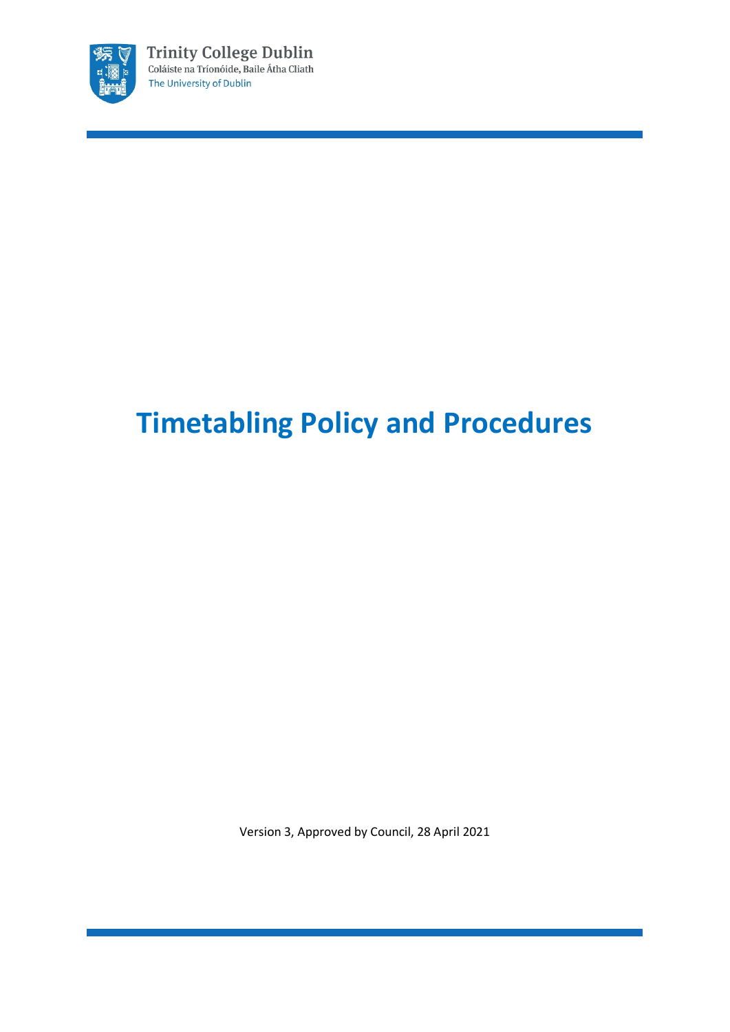Trinity College Dublin
Coláiste na Tríonóide, Baile Átha Cliath
The University of Dublin

# Timetabling Policy and Procedures

Version 3, Approved by Council, 28 April 2021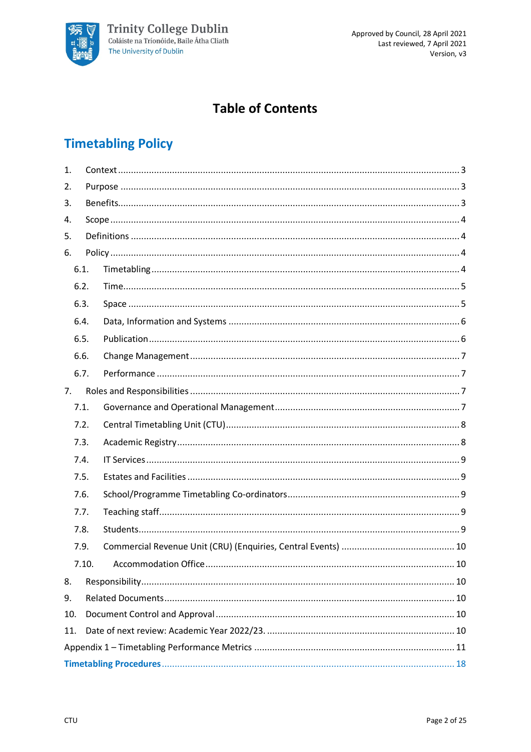# Table of Contents

## Timetabling Policy

1. Context ........................................ 3
2. Purpose ........................................ 3
3. Benefits ........................................ 3
4. Scope ........................................ 4
5. Definitions ........................................ 4
6. Policy ........................................ 4
   - 6.1. Timetabling ........................................ 4
   - 6.2. Time ........................................ 5
   - 6.3. Space ........................................ 5
   - 6.4. Data, Information and Systems ........................................ 6
   - 6.5. Publication ........................................ 6
   - 6.6. Change Management ........................................ 7
   - 6.7. Performance ........................................ 7
7. Roles and Responsibilities ........................................ 7
   - 7.1. Governance and Operational Management ........................................ 7
   - 7.2. Central Timetabling Unit (CTU) ........................................ 8
   - 7.3. Academic Registry ........................................ 8
   - 7.4. IT Services ........................................ 9
   - 7.5. Estates and Facilities ........................................ 9
   - 7.6. School/Programme Timetabling Co-ordinators ........................................ 9
   - 7.7. Teaching staff ........................................ 9
   - 7.8. Students ........................................ 9
   - 7.9. Commercial Revenue Unit (CRU) (Enquiries, Central Events) ........................................ 10
   - 7.10. Accommodation Office ........................................ 10
8. Responsibility ........................................ 10
9. Related Documents ........................................ 10
10. Document Control and Approval ........................................ 10
11. Date of next review: Academic Year 2022/23. ........................................ 10

Appendix 1 – Timetabling Performance Metrics ........................................ 11

**Timetabling Procedures** ........................................ 18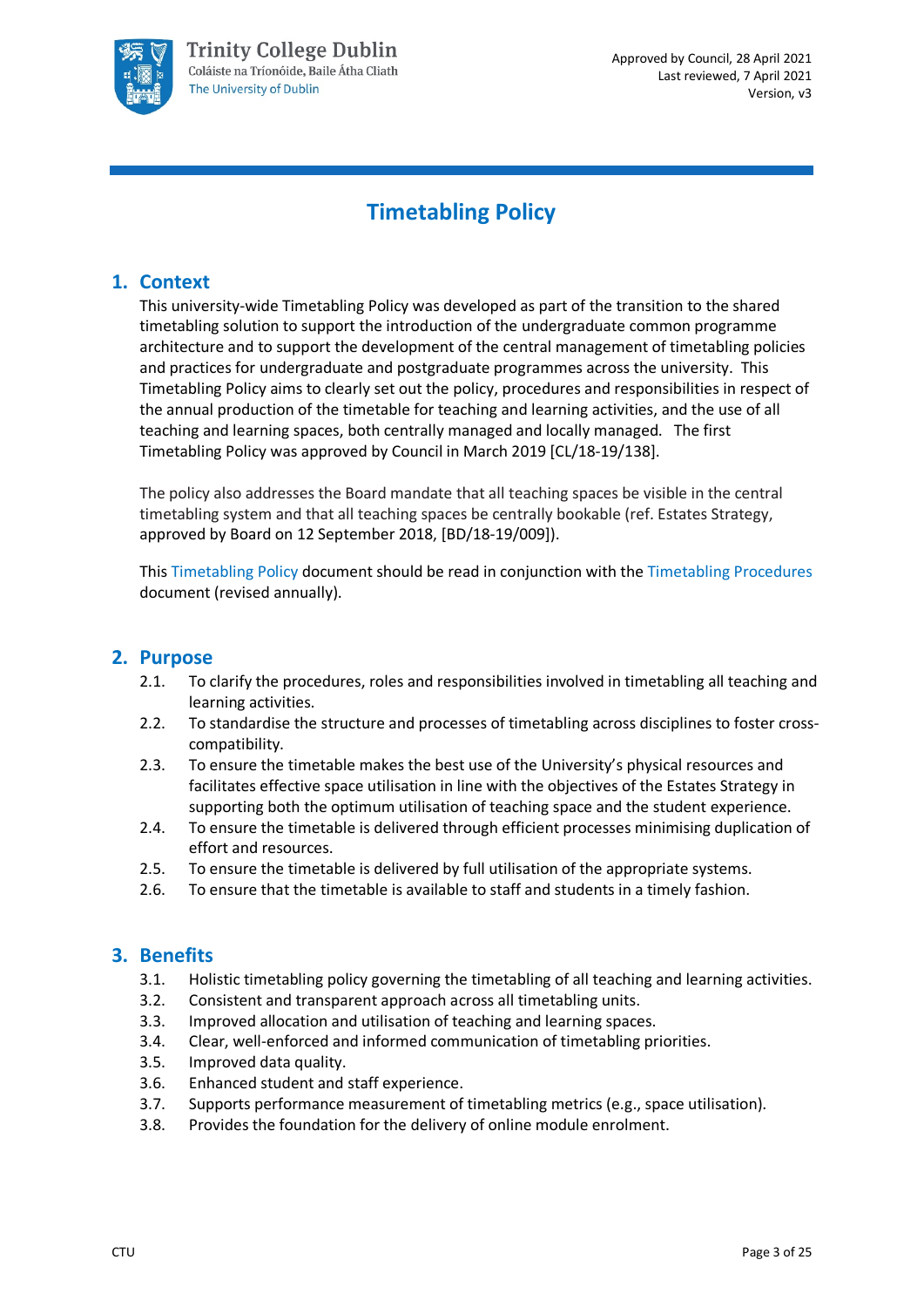# Timetabling Policy

## 1. Context

This university-wide Timetabling Policy was developed as part of the transition to the shared timetabling solution to support the introduction of the undergraduate common programme architecture and to support the development of the central management of timetabling policies and practices for undergraduate and postgraduate programmes across the university. This Timetabling Policy aims to clearly set out the policy, procedures and responsibilities in respect of the annual production of the timetable for teaching and learning activities, and the use of all teaching and learning spaces, both centrally managed and locally managed. The first Timetabling Policy was approved by Council in March 2019 [CL/18-19/138].

The policy also addresses the Board mandate that all teaching spaces be visible in the central timetabling system and that all teaching spaces be centrally bookable (ref. Estates Strategy, approved by Board on 12 September 2018, [BD/18-19/009]).

This Timetabling Policy document should be read in conjunction with the Timetabling Procedures document (revised annually).

## 2. Purpose

2.1. To clarify the procedures, roles and responsibilities involved in timetabling all teaching and learning activities.

2.2. To standardise the structure and processes of timetabling across disciplines to foster cross-compatibility.

2.3. To ensure the timetable makes the best use of the University's physical resources and facilitates effective space utilisation in line with the objectives of the Estates Strategy in supporting both the optimum utilisation of teaching space and the student experience.

2.4. To ensure the timetable is delivered through efficient processes minimising duplication of effort and resources.

2.5. To ensure the timetable is delivered by full utilisation of the appropriate systems.

2.6. To ensure that the timetable is available to staff and students in a timely fashion.

## 3. Benefits

3.1. Holistic timetabling policy governing the timetabling of all teaching and learning activities.

3.2. Consistent and transparent approach across all timetabling units.

3.3. Improved allocation and utilisation of teaching and learning spaces.

3.4. Clear, well-enforced and informed communication of timetabling priorities.

3.5. Improved data quality.

3.6. Enhanced student and staff experience.

3.7. Supports performance measurement of timetabling metrics (e.g., space utilisation).

3.8. Provides the foundation for the delivery of online module enrolment.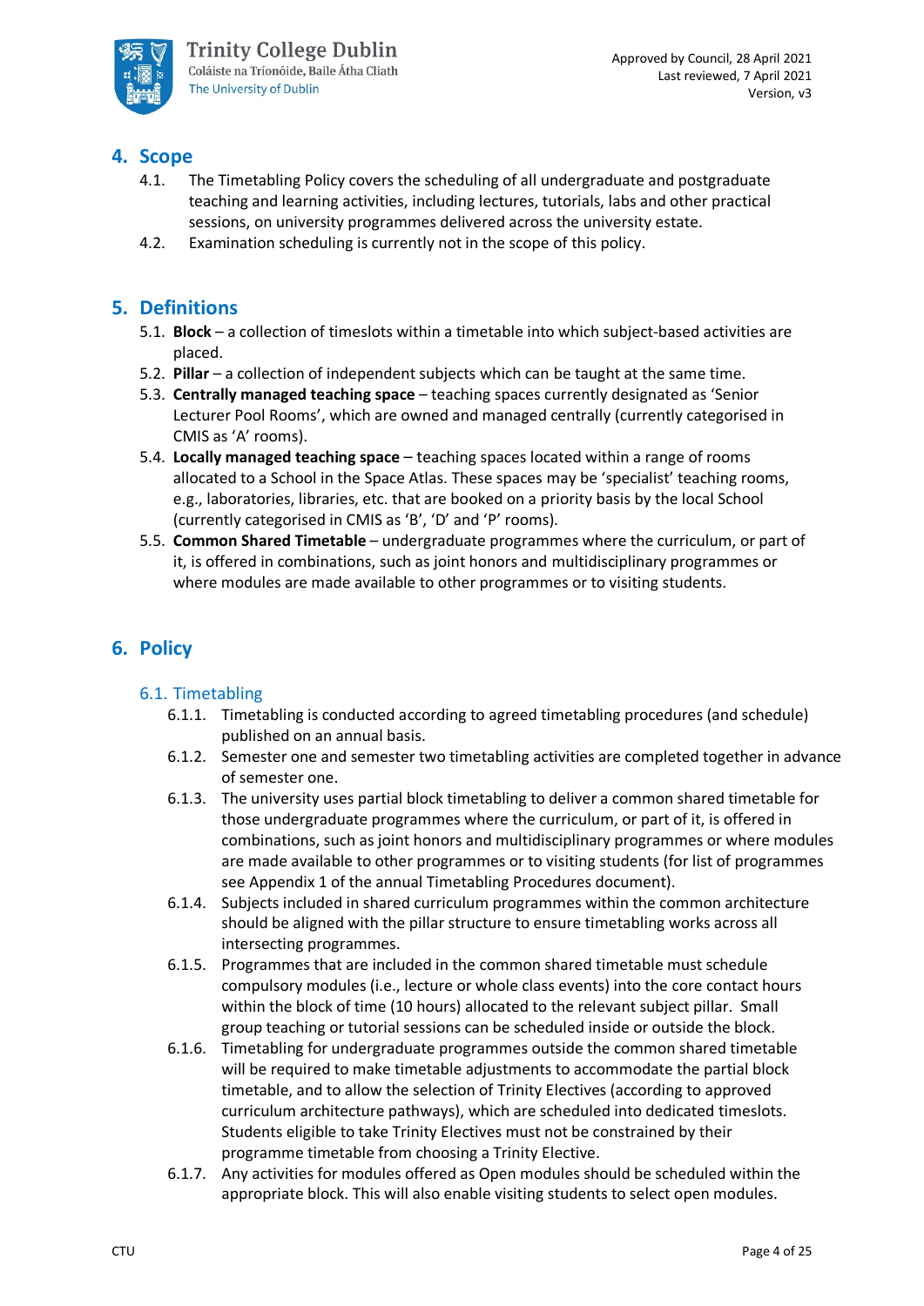## 4. Scope

4.1. The Timetabling Policy covers the scheduling of all undergraduate and postgraduate teaching and learning activities, including lectures, tutorials, labs and other practical sessions, on university programmes delivered across the university estate.

4.2. Examination scheduling is currently not in the scope of this policy.

## 5. Definitions

5.1. **Block** – a collection of timeslots within a timetable into which subject-based activities are placed.

5.2. **Pillar** – a collection of independent subjects which can be taught at the same time.

5.3. **Centrally managed teaching space** – teaching spaces currently designated as 'Senior Lecturer Pool Rooms', which are owned and managed centrally (currently categorised in CMIS as 'A' rooms).

5.4. **Locally managed teaching space** – teaching spaces located within a range of rooms allocated to a School in the Space Atlas. These spaces may be 'specialist' teaching rooms, e.g., laboratories, libraries, etc. that are booked on a priority basis by the local School (currently categorised in CMIS as 'B', 'D' and 'P' rooms).

5.5. **Common Shared Timetable** – undergraduate programmes where the curriculum, or part of it, is offered in combinations, such as joint honors and multidisciplinary programmes or where modules are made available to other programmes or to visiting students.

## 6. Policy

### 6.1. Timetabling

6.1.1. Timetabling is conducted according to agreed timetabling procedures (and schedule) published on an annual basis.

6.1.2. Semester one and semester two timetabling activities are completed together in advance of semester one.

6.1.3. The university uses partial block timetabling to deliver a common shared timetable for those undergraduate programmes where the curriculum, or part of it, is offered in combinations, such as joint honors and multidisciplinary programmes or where modules are made available to other programmes or to visiting students (for list of programmes see Appendix 1 of the annual Timetabling Procedures document).

6.1.4. Subjects included in shared curriculum programmes within the common architecture should be aligned with the pillar structure to ensure timetabling works across all intersecting programmes.

6.1.5. Programmes that are included in the common shared timetable must schedule compulsory modules (i.e., lecture or whole class events) into the core contact hours within the block of time (10 hours) allocated to the relevant subject pillar. Small group teaching or tutorial sessions can be scheduled inside or outside the block.

6.1.6. Timetabling for undergraduate programmes outside the common shared timetable will be required to make timetable adjustments to accommodate the partial block timetable, and to allow the selection of Trinity Electives (according to approved curriculum architecture pathways), which are scheduled into dedicated timeslots. Students eligible to take Trinity Electives must not be constrained by their programme timetable from choosing a Trinity Elective.

6.1.7. Any activities for modules offered as Open modules should be scheduled within the appropriate block. This will also enable visiting students to select open modules.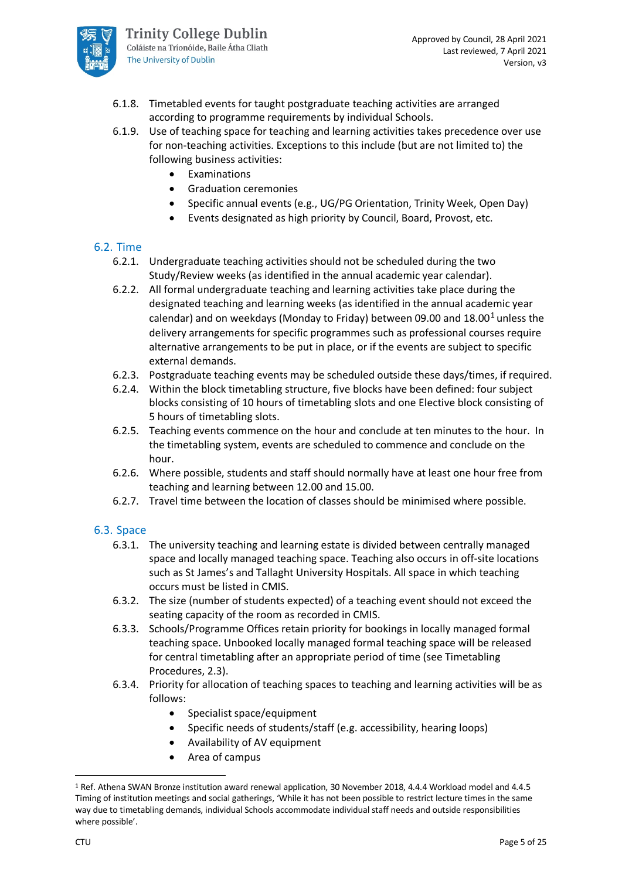6.1.8. Timetabled events for taught postgraduate teaching activities are arranged according to programme requirements by individual Schools.

6.1.9. Use of teaching space for teaching and learning activities takes precedence over use for non-teaching activities. Exceptions to this include (but are not limited to) the following business activities:

- Examinations
- Graduation ceremonies
- Specific annual events (e.g., UG/PG Orientation, Trinity Week, Open Day)
- Events designated as high priority by Council, Board, Provost, etc.

## 6.2. Time

6.2.1. Undergraduate teaching activities should not be scheduled during the two Study/Review weeks (as identified in the annual academic year calendar).

6.2.2. All formal undergraduate teaching and learning activities take place during the designated teaching and learning weeks (as identified in the annual academic year calendar) and on weekdays (Monday to Friday) between 09.00 and 18.00[1] unless the delivery arrangements for specific programmes such as professional courses require alternative arrangements to be put in place, or if the events are subject to specific external demands.

6.2.3. Postgraduate teaching events may be scheduled outside these days/times, if required.

6.2.4. Within the block timetabling structure, five blocks have been defined: four subject blocks consisting of 10 hours of timetabling slots and one Elective block consisting of 5 hours of timetabling slots.

6.2.5. Teaching events commence on the hour and conclude at ten minutes to the hour. In the timetabling system, events are scheduled to commence and conclude on the hour.

6.2.6. Where possible, students and staff should normally have at least one hour free from teaching and learning between 12.00 and 15.00.

6.2.7. Travel time between the location of classes should be minimised where possible.

## 6.3. Space

6.3.1. The university teaching and learning estate is divided between centrally managed space and locally managed teaching space. Teaching also occurs in off-site locations such as St James's and Tallaght University Hospitals. All space in which teaching occurs must be listed in CMIS.

6.3.2. The size (number of students expected) of a teaching event should not exceed the seating capacity of the room as recorded in CMIS.

6.3.3. Schools/Programme Offices retain priority for bookings in locally managed formal teaching space. Unbooked locally managed formal teaching space will be released for central timetabling after an appropriate period of time (see Timetabling Procedures, 2.3).

6.3.4. Priority for allocation of teaching spaces to teaching and learning activities will be as follows:

- Specialist space/equipment
- Specific needs of students/staff (e.g. accessibility, hearing loops)
- Availability of AV equipment
- Area of campus

[1] Ref. Athena SWAN Bronze institution award renewal application, 30 November 2018, 4.4.4 Workload model and 4.4.5 Timing of institution meetings and social gatherings, 'While it has not been possible to restrict lecture times in the same way due to timetabling demands, individual Schools accommodate individual staff needs and outside responsibilities where possible'.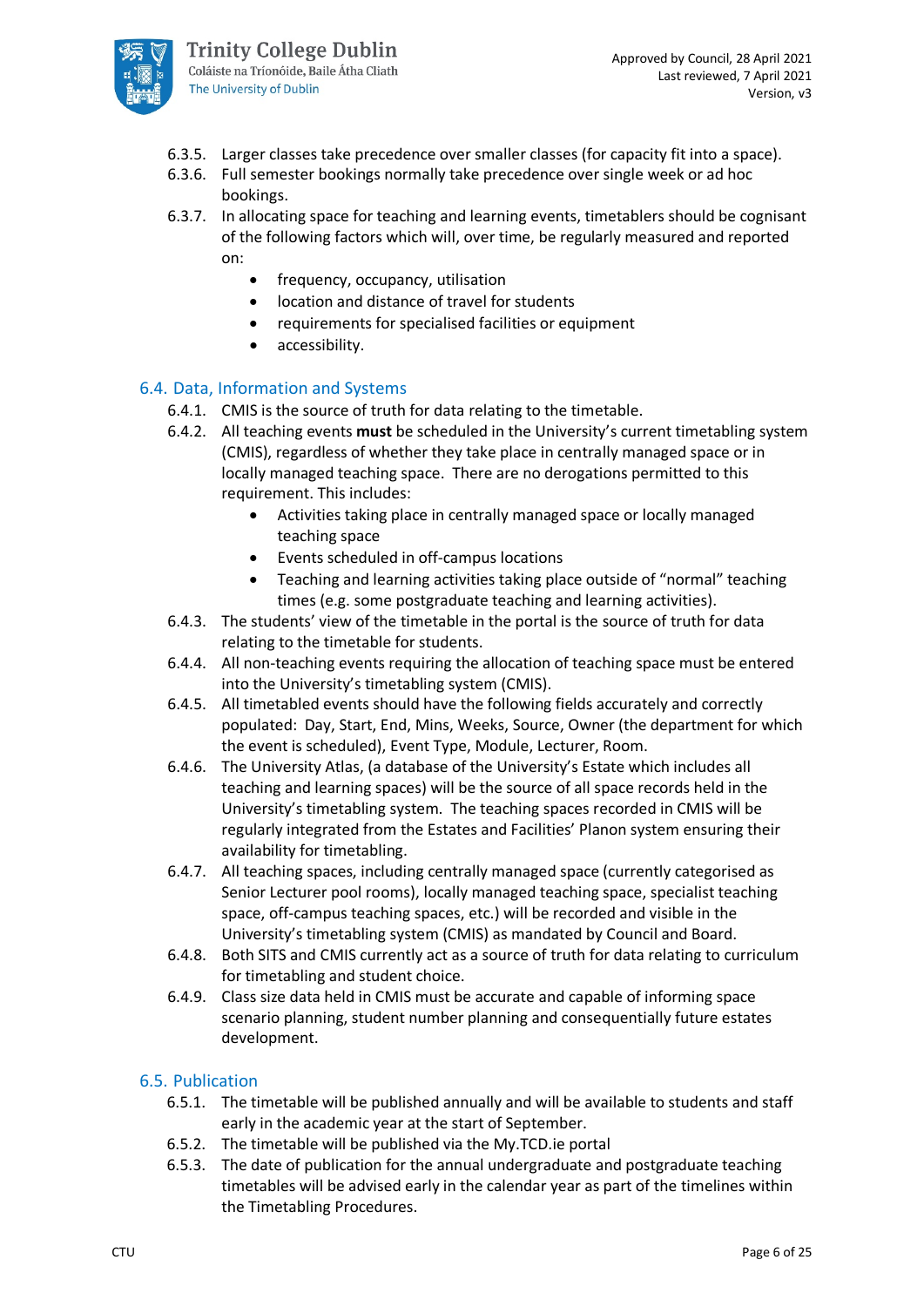6.3.5. Larger classes take precedence over smaller classes (for capacity fit into a space).

6.3.6. Full semester bookings normally take precedence over single week or ad hoc bookings.

6.3.7. In allocating space for teaching and learning events, timetablers should be cognisant of the following factors which will, over time, be regularly measured and reported on:

- frequency, occupancy, utilisation
- location and distance of travel for students
- requirements for specialised facilities or equipment
- accessibility.

## 6.4. Data, Information and Systems

6.4.1. CMIS is the source of truth for data relating to the timetable.

6.4.2. All teaching events **must** be scheduled in the University's current timetabling system (CMIS), regardless of whether they take place in centrally managed space or in locally managed teaching space. There are no derogations permitted to this requirement. This includes:

- Activities taking place in centrally managed space or locally managed teaching space
- Events scheduled in off-campus locations
- Teaching and learning activities taking place outside of "normal" teaching times (e.g. some postgraduate teaching and learning activities).

6.4.3. The students' view of the timetable in the portal is the source of truth for data relating to the timetable for students.

6.4.4. All non-teaching events requiring the allocation of teaching space must be entered into the University's timetabling system (CMIS).

6.4.5. All timetabled events should have the following fields accurately and correctly populated: Day, Start, End, Mins, Weeks, Source, Owner (the department for which the event is scheduled), Event Type, Module, Lecturer, Room.

6.4.6. The University Atlas, (a database of the University's Estate which includes all teaching and learning spaces) will be the source of all space records held in the University's timetabling system. The teaching spaces recorded in CMIS will be regularly integrated from the Estates and Facilities' Planon system ensuring their availability for timetabling.

6.4.7. All teaching spaces, including centrally managed space (currently categorised as Senior Lecturer pool rooms), locally managed teaching space, specialist teaching space, off-campus teaching spaces, etc.) will be recorded and visible in the University's timetabling system (CMIS) as mandated by Council and Board.

6.4.8. Both SITS and CMIS currently act as a source of truth for data relating to curriculum for timetabling and student choice.

6.4.9. Class size data held in CMIS must be accurate and capable of informing space scenario planning, student number planning and consequentially future estates development.

## 6.5. Publication

6.5.1. The timetable will be published annually and will be available to students and staff early in the academic year at the start of September.

6.5.2. The timetable will be published via the My.TCD.ie portal

6.5.3. The date of publication for the annual undergraduate and postgraduate teaching timetables will be advised early in the calendar year as part of the timelines within the Timetabling Procedures.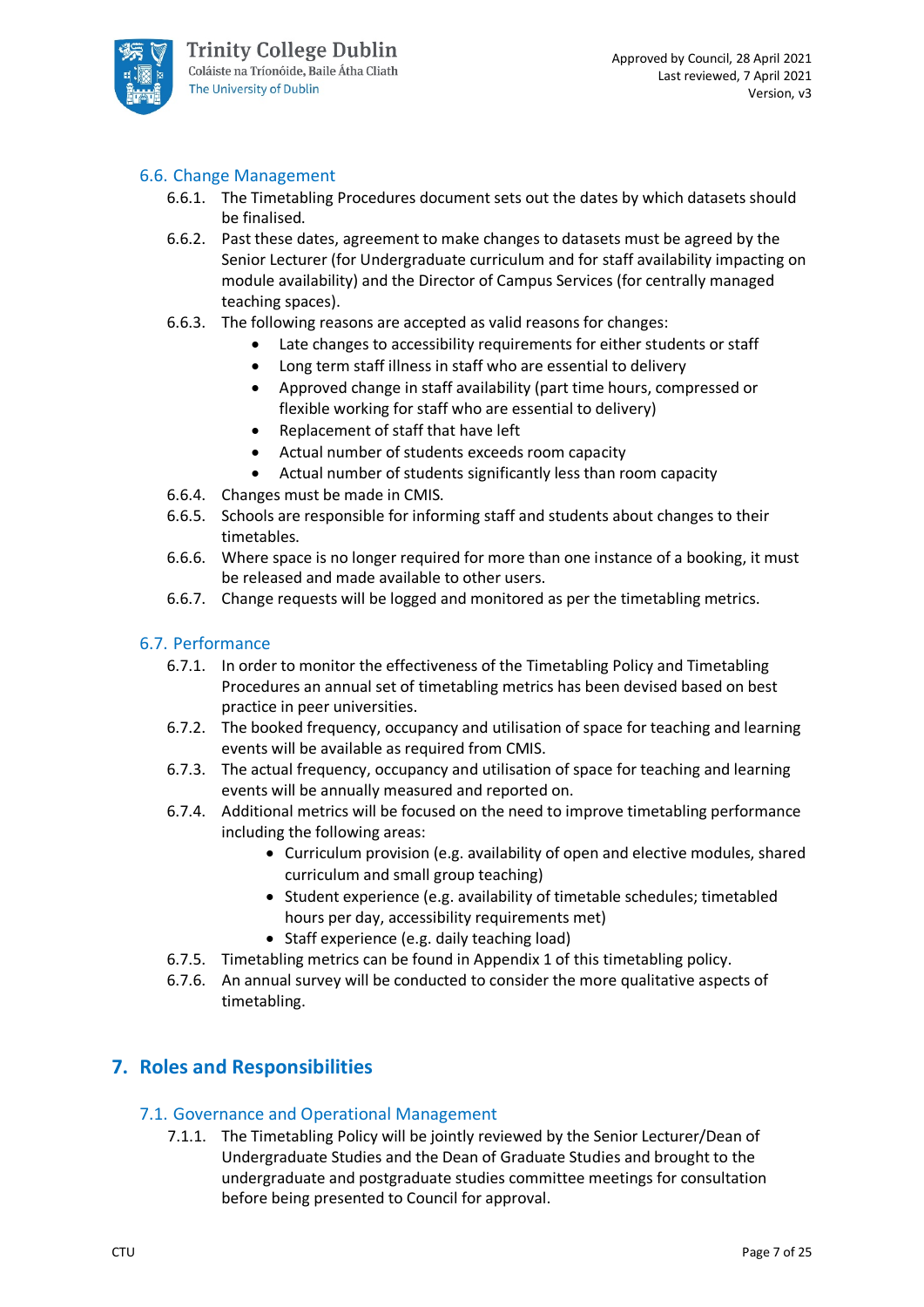### 6.6. Change Management

6.6.1. The Timetabling Procedures document sets out the dates by which datasets should be finalised.

6.6.2. Past these dates, agreement to make changes to datasets must be agreed by the Senior Lecturer (for Undergraduate curriculum and for staff availability impacting on module availability) and the Director of Campus Services (for centrally managed teaching spaces).

6.6.3. The following reasons are accepted as valid reasons for changes:

- Late changes to accessibility requirements for either students or staff
- Long term staff illness in staff who are essential to delivery
- Approved change in staff availability (part time hours, compressed or flexible working for staff who are essential to delivery)
- Replacement of staff that have left
- Actual number of students exceeds room capacity
- Actual number of students significantly less than room capacity

6.6.4. Changes must be made in CMIS.

6.6.5. Schools are responsible for informing staff and students about changes to their timetables.

6.6.6. Where space is no longer required for more than one instance of a booking, it must be released and made available to other users.

6.6.7. Change requests will be logged and monitored as per the timetabling metrics.

### 6.7. Performance

6.7.1. In order to monitor the effectiveness of the Timetabling Policy and Timetabling Procedures an annual set of timetabling metrics has been devised based on best practice in peer universities.

6.7.2. The booked frequency, occupancy and utilisation of space for teaching and learning events will be available as required from CMIS.

6.7.3. The actual frequency, occupancy and utilisation of space for teaching and learning events will be annually measured and reported on.

6.7.4. Additional metrics will be focused on the need to improve timetabling performance including the following areas:

- Curriculum provision (e.g. availability of open and elective modules, shared curriculum and small group teaching)
- Student experience (e.g. availability of timetable schedules; timetabled hours per day, accessibility requirements met)
- Staff experience (e.g. daily teaching load)

6.7.5. Timetabling metrics can be found in Appendix 1 of this timetabling policy.

6.7.6. An annual survey will be conducted to consider the more qualitative aspects of timetabling.

## 7. Roles and Responsibilities

### 7.1. Governance and Operational Management

7.1.1. The Timetabling Policy will be jointly reviewed by the Senior Lecturer/Dean of Undergraduate Studies and the Dean of Graduate Studies and brought to the undergraduate and postgraduate studies committee meetings for consultation before being presented to Council for approval.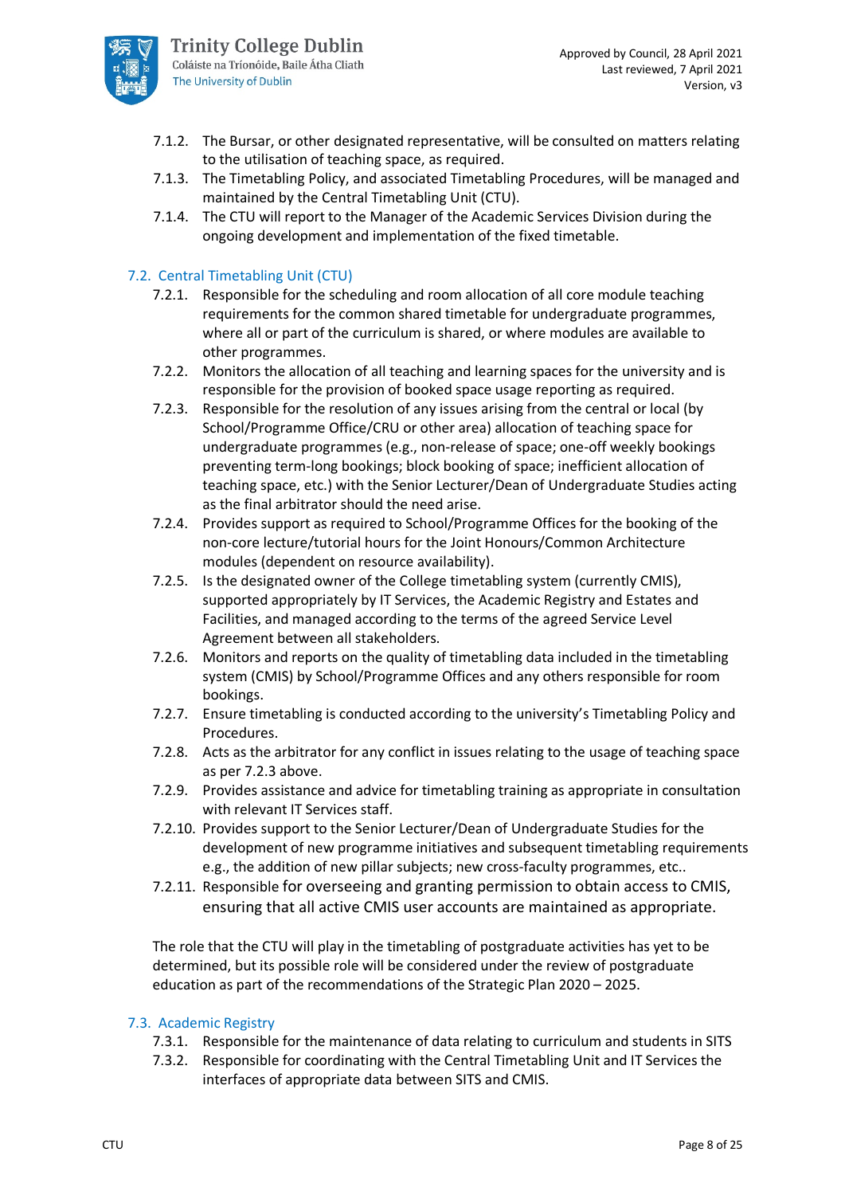7.1.2. The Bursar, or other designated representative, will be consulted on matters relating to the utilisation of teaching space, as required.

7.1.3. The Timetabling Policy, and associated Timetabling Procedures, will be managed and maintained by the Central Timetabling Unit (CTU).

7.1.4. The CTU will report to the Manager of the Academic Services Division during the ongoing development and implementation of the fixed timetable.

## 7.2. Central Timetabling Unit (CTU)

7.2.1. Responsible for the scheduling and room allocation of all core module teaching requirements for the common shared timetable for undergraduate programmes, where all or part of the curriculum is shared, or where modules are available to other programmes.

7.2.2. Monitors the allocation of all teaching and learning spaces for the university and is responsible for the provision of booked space usage reporting as required.

7.2.3. Responsible for the resolution of any issues arising from the central or local (by School/Programme Office/CRU or other area) allocation of teaching space for undergraduate programmes (e.g., non-release of space; one-off weekly bookings preventing term-long bookings; block booking of space; inefficient allocation of teaching space, etc.) with the Senior Lecturer/Dean of Undergraduate Studies acting as the final arbitrator should the need arise.

7.2.4. Provides support as required to School/Programme Offices for the booking of the non-core lecture/tutorial hours for the Joint Honours/Common Architecture modules (dependent on resource availability).

7.2.5. Is the designated owner of the College timetabling system (currently CMIS), supported appropriately by IT Services, the Academic Registry and Estates and Facilities, and managed according to the terms of the agreed Service Level Agreement between all stakeholders.

7.2.6. Monitors and reports on the quality of timetabling data included in the timetabling system (CMIS) by School/Programme Offices and any others responsible for room bookings.

7.2.7. Ensure timetabling is conducted according to the university's Timetabling Policy and Procedures.

7.2.8. Acts as the arbitrator for any conflict in issues relating to the usage of teaching space as per 7.2.3 above.

7.2.9. Provides assistance and advice for timetabling training as appropriate in consultation with relevant IT Services staff.

7.2.10. Provides support to the Senior Lecturer/Dean of Undergraduate Studies for the development of new programme initiatives and subsequent timetabling requirements e.g., the addition of new pillar subjects; new cross-faculty programmes, etc..

7.2.11. Responsible for overseeing and granting permission to obtain access to CMIS, ensuring that all active CMIS user accounts are maintained as appropriate.

The role that the CTU will play in the timetabling of postgraduate activities has yet to be determined, but its possible role will be considered under the review of postgraduate education as part of the recommendations of the Strategic Plan 2020 – 2025.

## 7.3. Academic Registry

7.3.1. Responsible for the maintenance of data relating to curriculum and students in SITS

7.3.2. Responsible for coordinating with the Central Timetabling Unit and IT Services the interfaces of appropriate data between SITS and CMIS.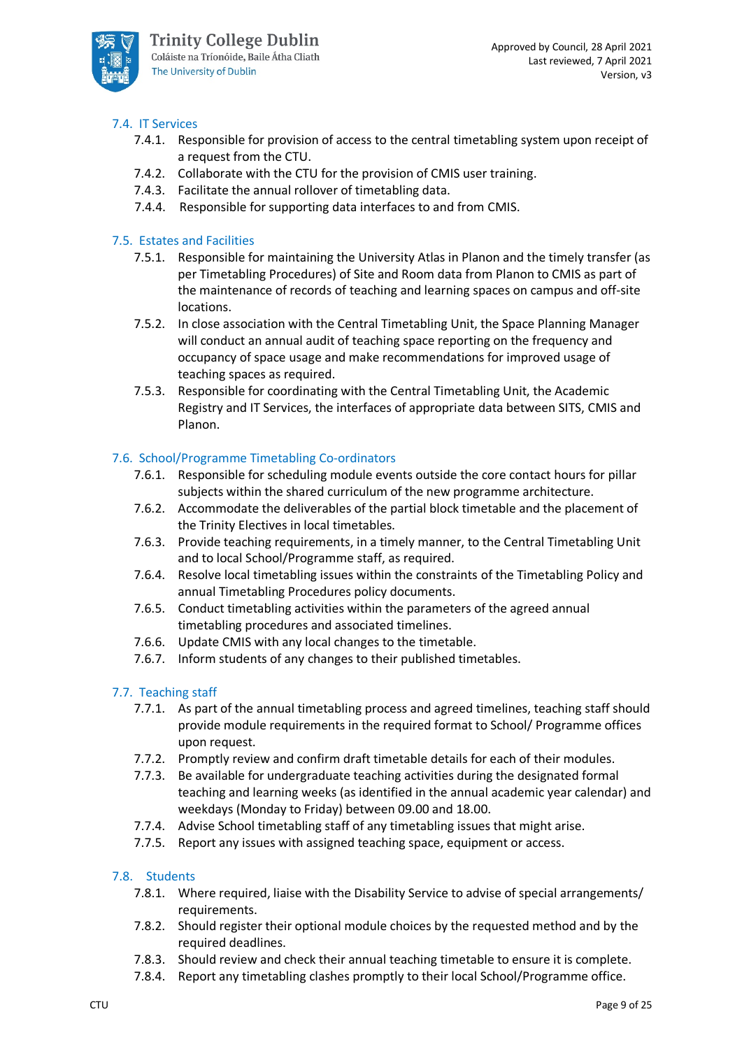### 7.4. IT Services

7.4.1. Responsible for provision of access to the central timetabling system upon receipt of a request from the CTU.

7.4.2. Collaborate with the CTU for the provision of CMIS user training.

7.4.3. Facilitate the annual rollover of timetabling data.

7.4.4. Responsible for supporting data interfaces to and from CMIS.

### 7.5. Estates and Facilities

7.5.1. Responsible for maintaining the University Atlas in Planon and the timely transfer (as per Timetabling Procedures) of Site and Room data from Planon to CMIS as part of the maintenance of records of teaching and learning spaces on campus and off-site locations.

7.5.2. In close association with the Central Timetabling Unit, the Space Planning Manager will conduct an annual audit of teaching space reporting on the frequency and occupancy of space usage and make recommendations for improved usage of teaching spaces as required.

7.5.3. Responsible for coordinating with the Central Timetabling Unit, the Academic Registry and IT Services, the interfaces of appropriate data between SITS, CMIS and Planon.

### 7.6. School/Programme Timetabling Co-ordinators

7.6.1. Responsible for scheduling module events outside the core contact hours for pillar subjects within the shared curriculum of the new programme architecture.

7.6.2. Accommodate the deliverables of the partial block timetable and the placement of the Trinity Electives in local timetables.

7.6.3. Provide teaching requirements, in a timely manner, to the Central Timetabling Unit and to local School/Programme staff, as required.

7.6.4. Resolve local timetabling issues within the constraints of the Timetabling Policy and annual Timetabling Procedures policy documents.

7.6.5. Conduct timetabling activities within the parameters of the agreed annual timetabling procedures and associated timelines.

7.6.6. Update CMIS with any local changes to the timetable.

7.6.7. Inform students of any changes to their published timetables.

### 7.7. Teaching staff

7.7.1. As part of the annual timetabling process and agreed timelines, teaching staff should provide module requirements in the required format to School/ Programme offices upon request.

7.7.2. Promptly review and confirm draft timetable details for each of their modules.

7.7.3. Be available for undergraduate teaching activities during the designated formal teaching and learning weeks (as identified in the annual academic year calendar) and weekdays (Monday to Friday) between 09.00 and 18.00.

7.7.4. Advise School timetabling staff of any timetabling issues that might arise.

7.7.5. Report any issues with assigned teaching space, equipment or access.

### 7.8. Students

7.8.1. Where required, liaise with the Disability Service to advise of special arrangements/ requirements.

7.8.2. Should register their optional module choices by the requested method and by the required deadlines.

7.8.3. Should review and check their annual teaching timetable to ensure it is complete.

7.8.4. Report any timetabling clashes promptly to their local School/Programme office.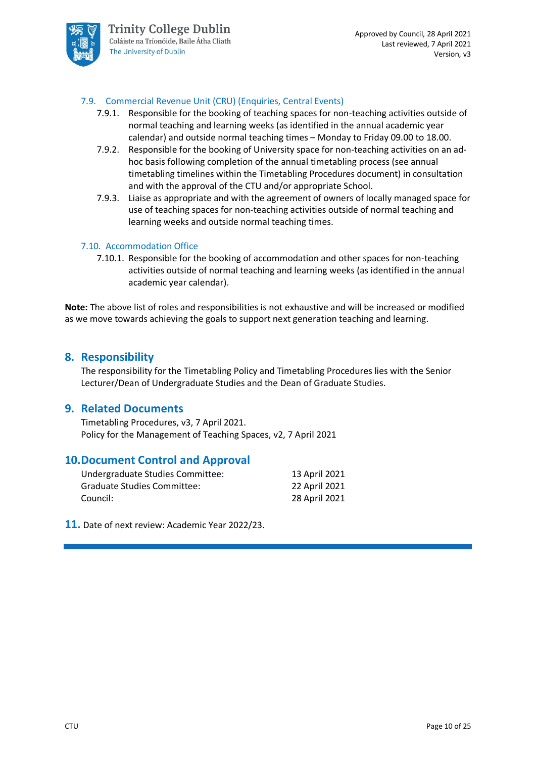### 7.9. Commercial Revenue Unit (CRU) (Enquiries, Central Events)

7.9.1. Responsible for the booking of teaching spaces for non-teaching activities outside of normal teaching and learning weeks (as identified in the annual academic year calendar) and outside normal teaching times – Monday to Friday 09.00 to 18.00.

7.9.2. Responsible for the booking of University space for non-teaching activities on an ad-hoc basis following completion of the annual timetabling process (see annual timetabling timelines within the Timetabling Procedures document) in consultation and with the approval of the CTU and/or appropriate School.

7.9.3. Liaise as appropriate and with the agreement of owners of locally managed space for use of teaching spaces for non-teaching activities outside of normal teaching and learning weeks and outside normal teaching times.

### 7.10. Accommodation Office

7.10.1. Responsible for the booking of accommodation and other spaces for non-teaching activities outside of normal teaching and learning weeks (as identified in the annual academic year calendar).

**Note:** The above list of roles and responsibilities is not exhaustive and will be increased or modified as we move towards achieving the goals to support next generation teaching and learning.

## 8. Responsibility

The responsibility for the Timetabling Policy and Timetabling Procedures lies with the Senior Lecturer/Dean of Undergraduate Studies and the Dean of Graduate Studies.

## 9. Related Documents

Timetabling Procedures, v3, 7 April 2021.
Policy for the Management of Teaching Spaces, v2, 7 April 2021

## 10. Document Control and Approval

| | |
|---|---|
| Undergraduate Studies Committee: | 13 April 2021 |
| Graduate Studies Committee: | 22 April 2021 |
| Council: | 28 April 2021 |

**11.** Date of next review: Academic Year 2022/23.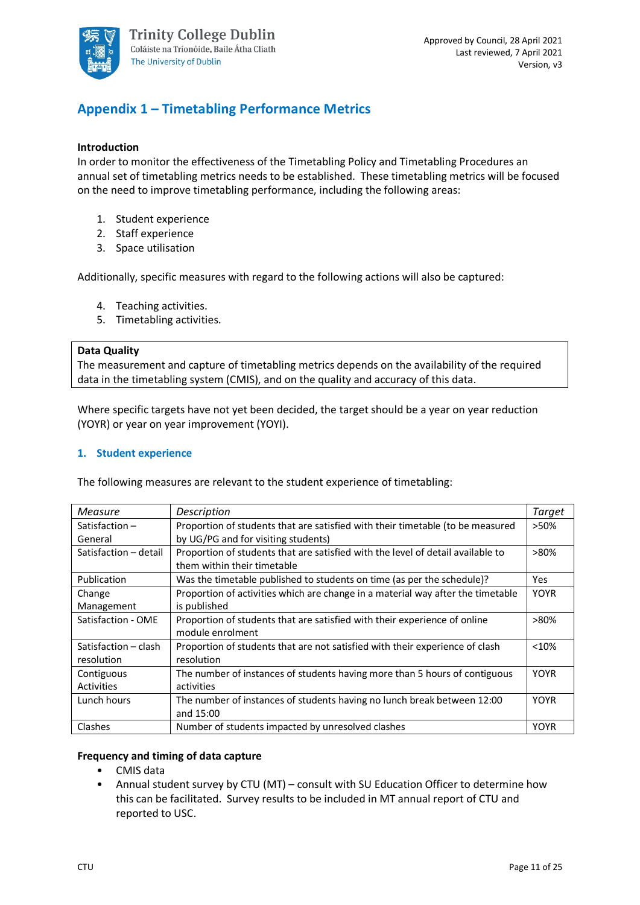## Appendix 1 – Timetabling Performance Metrics

**Introduction**

In order to monitor the effectiveness of the Timetabling Policy and Timetabling Procedures an annual set of timetabling metrics needs to be established. These timetabling metrics will be focused on the need to improve timetabling performance, including the following areas:

1. Student experience
2. Staff experience
3. Space utilisation

Additionally, specific measures with regard to the following actions will also be captured:

4. Teaching activities.
5. Timetabling activities.

**Data Quality**

The measurement and capture of timetabling metrics depends on the availability of the required data in the timetabling system (CMIS), and on the quality and accuracy of this data.

Where specific targets have not yet been decided, the target should be a year on year reduction (YOYR) or year on year improvement (YOYI).

### 1. Student experience

The following measures are relevant to the student experience of timetabling:

| *Measure* | *Description* | *Target* |
|---|---|---|
| Satisfaction – General | Proportion of students that are satisfied with their timetable (to be measured by UG/PG and for visiting students) | >50% |
| Satisfaction – detail | Proportion of students that are satisfied with the level of detail available to them within their timetable | >80% |
| Publication | Was the timetable published to students on time (as per the schedule)? | Yes |
| Change Management | Proportion of activities which are change in a material way after the timetable is published | YOYR |
| Satisfaction - OME | Proportion of students that are satisfied with their experience of online module enrolment | >80% |
| Satisfaction – clash resolution | Proportion of students that are not satisfied with their experience of clash resolution | <10% |
| Contiguous Activities | The number of instances of students having more than 5 hours of contiguous activities | YOYR |
| Lunch hours | The number of instances of students having no lunch break between 12:00 and 15:00 | YOYR |
| Clashes | Number of students impacted by unresolved clashes | YOYR |

**Frequency and timing of data capture**

- CMIS data
- Annual student survey by CTU (MT) – consult with SU Education Officer to determine how this can be facilitated. Survey results to be included in MT annual report of CTU and reported to USC.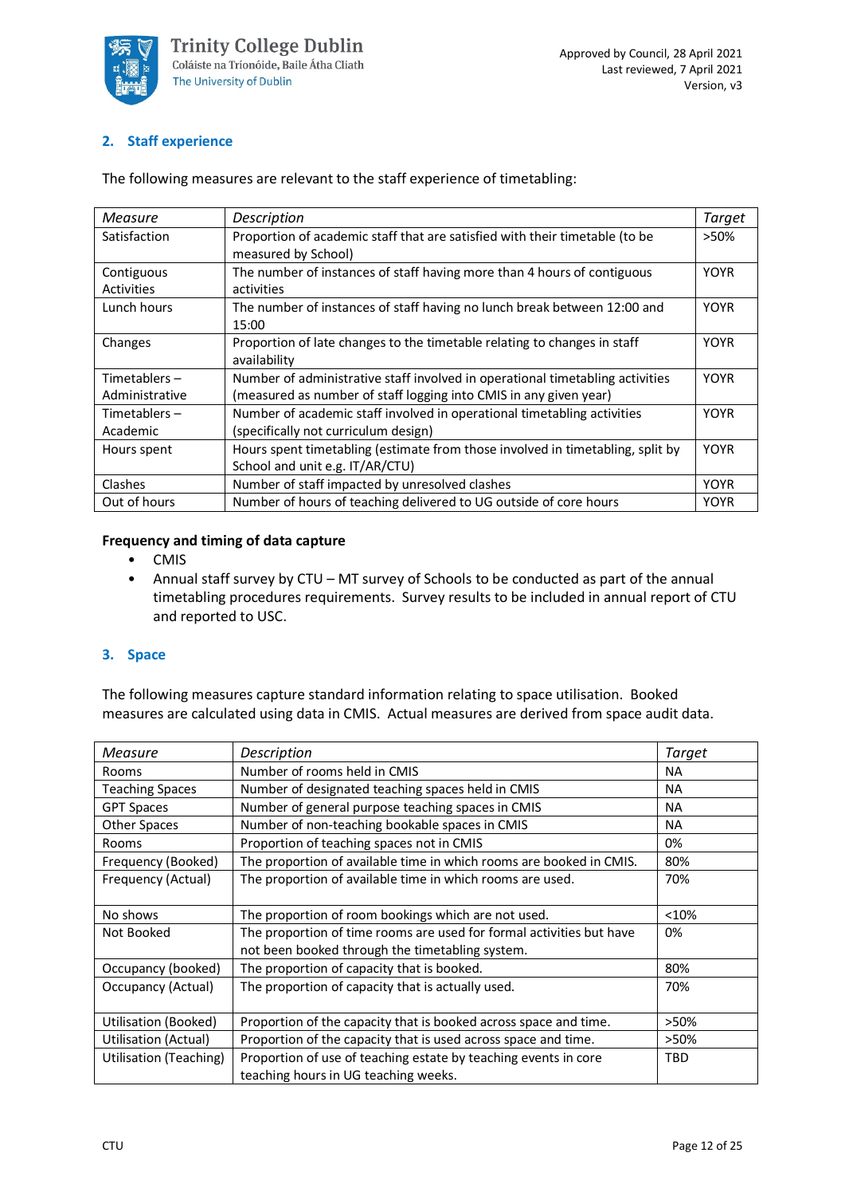## 2. Staff experience

The following measures are relevant to the staff experience of timetabling:

| *Measure* | *Description* | *Target* |
|---|---|---|
| Satisfaction | Proportion of academic staff that are satisfied with their timetable (to be measured by School) | >50% |
| Contiguous Activities | The number of instances of staff having more than 4 hours of contiguous activities | YOYR |
| Lunch hours | The number of instances of staff having no lunch break between 12:00 and 15:00 | YOYR |
| Changes | Proportion of late changes to the timetable relating to changes in staff availability | YOYR |
| Timetablers – Administrative | Number of administrative staff involved in operational timetabling activities (measured as number of staff logging into CMIS in any given year) | YOYR |
| Timetablers – Academic | Number of academic staff involved in operational timetabling activities (specifically not curriculum design) | YOYR |
| Hours spent | Hours spent timetabling (estimate from those involved in timetabling, split by School and unit e.g. IT/AR/CTU) | YOYR |
| Clashes | Number of staff impacted by unresolved clashes | YOYR |
| Out of hours | Number of hours of teaching delivered to UG outside of core hours | YOYR |

**Frequency and timing of data capture**

- CMIS
- Annual staff survey by CTU – MT survey of Schools to be conducted as part of the annual timetabling procedures requirements. Survey results to be included in annual report of CTU and reported to USC.

## 3. Space

The following measures capture standard information relating to space utilisation. Booked measures are calculated using data in CMIS. Actual measures are derived from space audit data.

| *Measure* | *Description* | *Target* |
|---|---|---|
| Rooms | Number of rooms held in CMIS | NA |
| Teaching Spaces | Number of designated teaching spaces held in CMIS | NA |
| GPT Spaces | Number of general purpose teaching spaces in CMIS | NA |
| Other Spaces | Number of non-teaching bookable spaces in CMIS | NA |
| Rooms | Proportion of teaching spaces not in CMIS | 0% |
| Frequency (Booked) | The proportion of available time in which rooms are booked in CMIS. | 80% |
| Frequency (Actual) | The proportion of available time in which rooms are used. | 70% |
| No shows | The proportion of room bookings which are not used. | <10% |
| Not Booked | The proportion of time rooms are used for formal activities but have not been booked through the timetabling system. | 0% |
| Occupancy (booked) | The proportion of capacity that is booked. | 80% |
| Occupancy (Actual) | The proportion of capacity that is actually used. | 70% |
| Utilisation (Booked) | Proportion of the capacity that is booked across space and time. | >50% |
| Utilisation (Actual) | Proportion of the capacity that is used across space and time. | >50% |
| Utilisation (Teaching) | Proportion of use of teaching estate by teaching events in core teaching hours in UG teaching weeks. | TBD |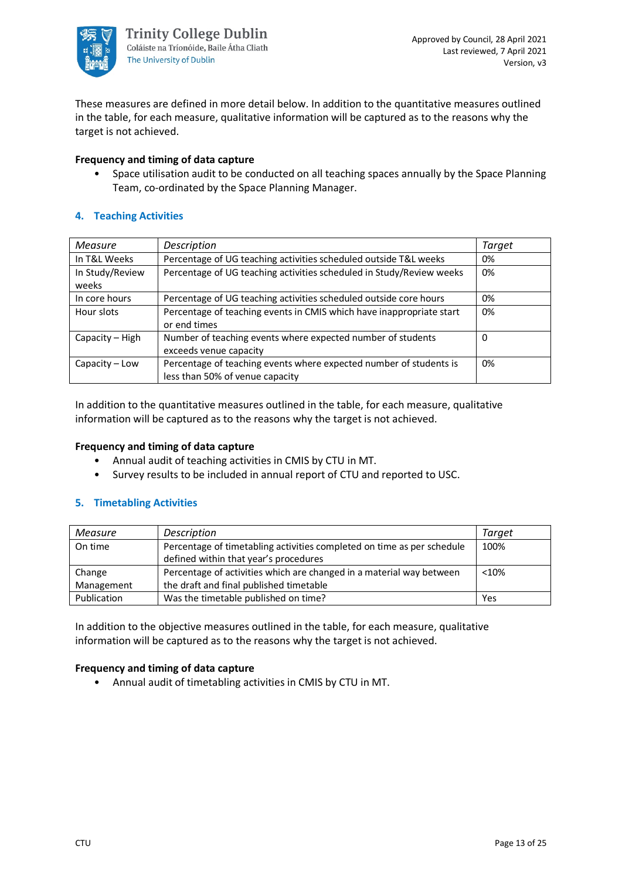These measures are defined in more detail below. In addition to the quantitative measures outlined in the table, for each measure, qualitative information will be captured as to the reasons why the target is not achieved.

**Frequency and timing of data capture**

- Space utilisation audit to be conducted on all teaching spaces annually by the Space Planning Team, co-ordinated by the Space Planning Manager.

## 4. Teaching Activities

| *Measure* | *Description* | *Target* |
|---|---|---|
| In T&L Weeks | Percentage of UG teaching activities scheduled outside T&L weeks | 0% |
| In Study/Review weeks | Percentage of UG teaching activities scheduled in Study/Review weeks | 0% |
| In core hours | Percentage of UG teaching activities scheduled outside core hours | 0% |
| Hour slots | Percentage of teaching events in CMIS which have inappropriate start or end times | 0% |
| Capacity – High | Number of teaching events where expected number of students exceeds venue capacity | 0 |
| Capacity – Low | Percentage of teaching events where expected number of students is less than 50% of venue capacity | 0% |

In addition to the quantitative measures outlined in the table, for each measure, qualitative information will be captured as to the reasons why the target is not achieved.

**Frequency and timing of data capture**

- Annual audit of teaching activities in CMIS by CTU in MT.
- Survey results to be included in annual report of CTU and reported to USC.

## 5. Timetabling Activities

| *Measure* | *Description* | *Target* |
|---|---|---|
| On time | Percentage of timetabling activities completed on time as per schedule defined within that year's procedures | 100% |
| Change Management | Percentage of activities which are changed in a material way between the draft and final published timetable | <10% |
| Publication | Was the timetable published on time? | Yes |

In addition to the objective measures outlined in the table, for each measure, qualitative information will be captured as to the reasons why the target is not achieved.

**Frequency and timing of data capture**

- Annual audit of timetabling activities in CMIS by CTU in MT.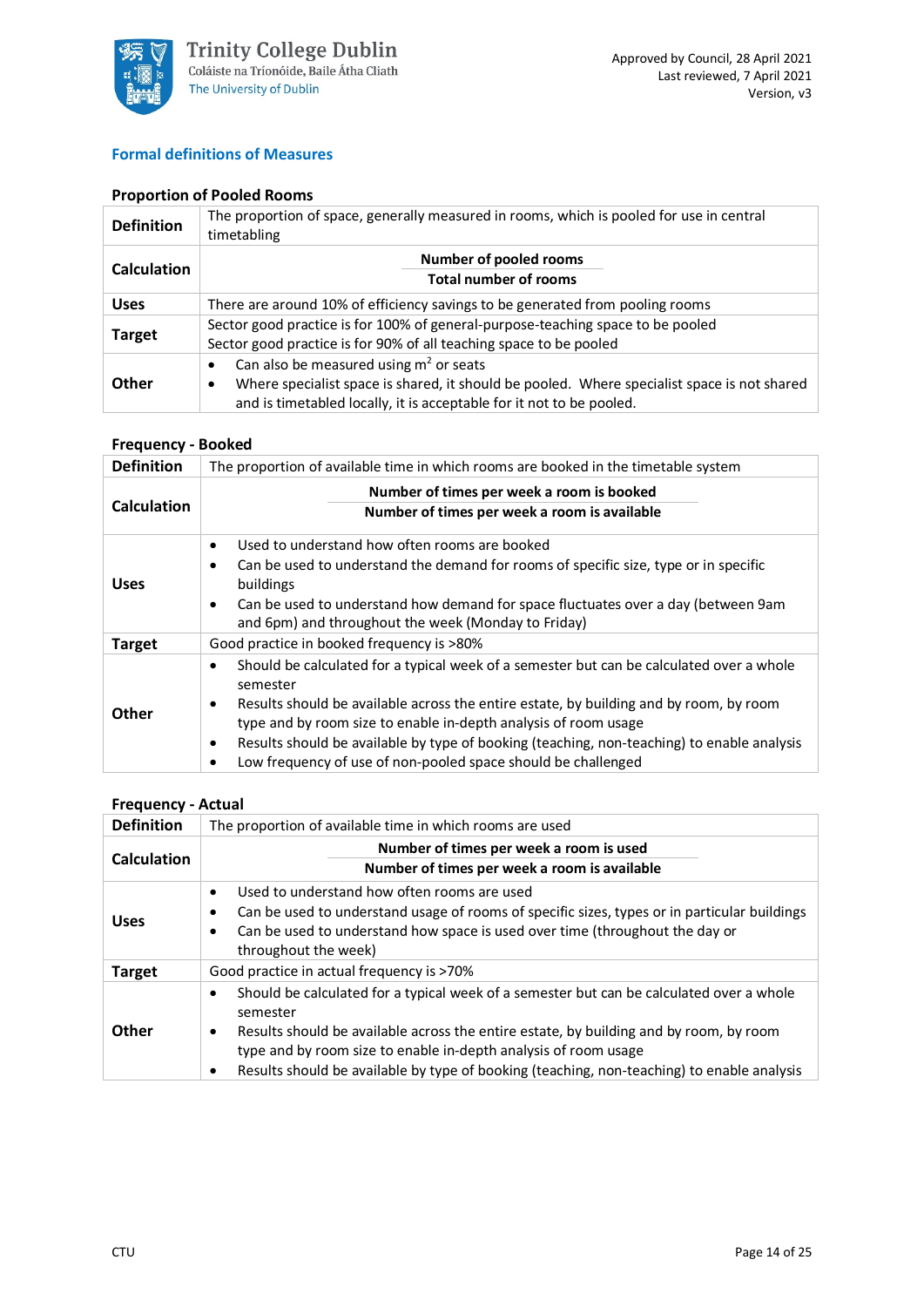## Formal definitions of Measures

### Proportion of Pooled Rooms

| | |
|---|---|
| **Definition** | The proportion of space, generally measured in rooms, which is pooled for use in central timetabling |
| **Calculation** | $\frac{\textbf{Number of pooled rooms}}{\textbf{Total number of rooms}}$ |
| **Uses** | There are around 10% of efficiency savings to be generated from pooling rooms |
| **Target** | Sector good practice is for 100% of general-purpose-teaching space to be pooled<br>Sector good practice is for 90% of all teaching space to be pooled |
| **Other** | • Can also be measured using $m^2$ or seats<br>• Where specialist space is shared, it should be pooled. Where specialist space is not shared and is timetabled locally, it is acceptable for it not to be pooled. |

### Frequency - Booked

| | |
|---|---|
| **Definition** | The proportion of available time in which rooms are booked in the timetable system |
| **Calculation** | $\frac{\textbf{Number of times per week a room is booked}}{\textbf{Number of times per week a room is available}}$ |
| **Uses** | • Used to understand how often rooms are booked<br>• Can be used to understand the demand for rooms of specific size, type or in specific buildings<br>• Can be used to understand how demand for space fluctuates over a day (between 9am and 6pm) and throughout the week (Monday to Friday) |
| **Target** | Good practice in booked frequency is >80% |
| **Other** | • Should be calculated for a typical week of a semester but can be calculated over a whole semester<br>• Results should be available across the entire estate, by building and by room, by room type and by room size to enable in-depth analysis of room usage<br>• Results should be available by type of booking (teaching, non-teaching) to enable analysis<br>• Low frequency of use of non-pooled space should be challenged |

### Frequency - Actual

| | |
|---|---|
| **Definition** | The proportion of available time in which rooms are used |
| **Calculation** | $\frac{\textbf{Number of times per week a room is used}}{\textbf{Number of times per week a room is available}}$ |
| **Uses** | • Used to understand how often rooms are used<br>• Can be used to understand usage of rooms of specific sizes, types or in particular buildings<br>• Can be used to understand how space is used over time (throughout the day or throughout the week) |
| **Target** | Good practice in actual frequency is >70% |
| **Other** | • Should be calculated for a typical week of a semester but can be calculated over a whole semester<br>• Results should be available across the entire estate, by building and by room, by room type and by room size to enable in-depth analysis of room usage<br>• Results should be available by type of booking (teaching, non-teaching) to enable analysis |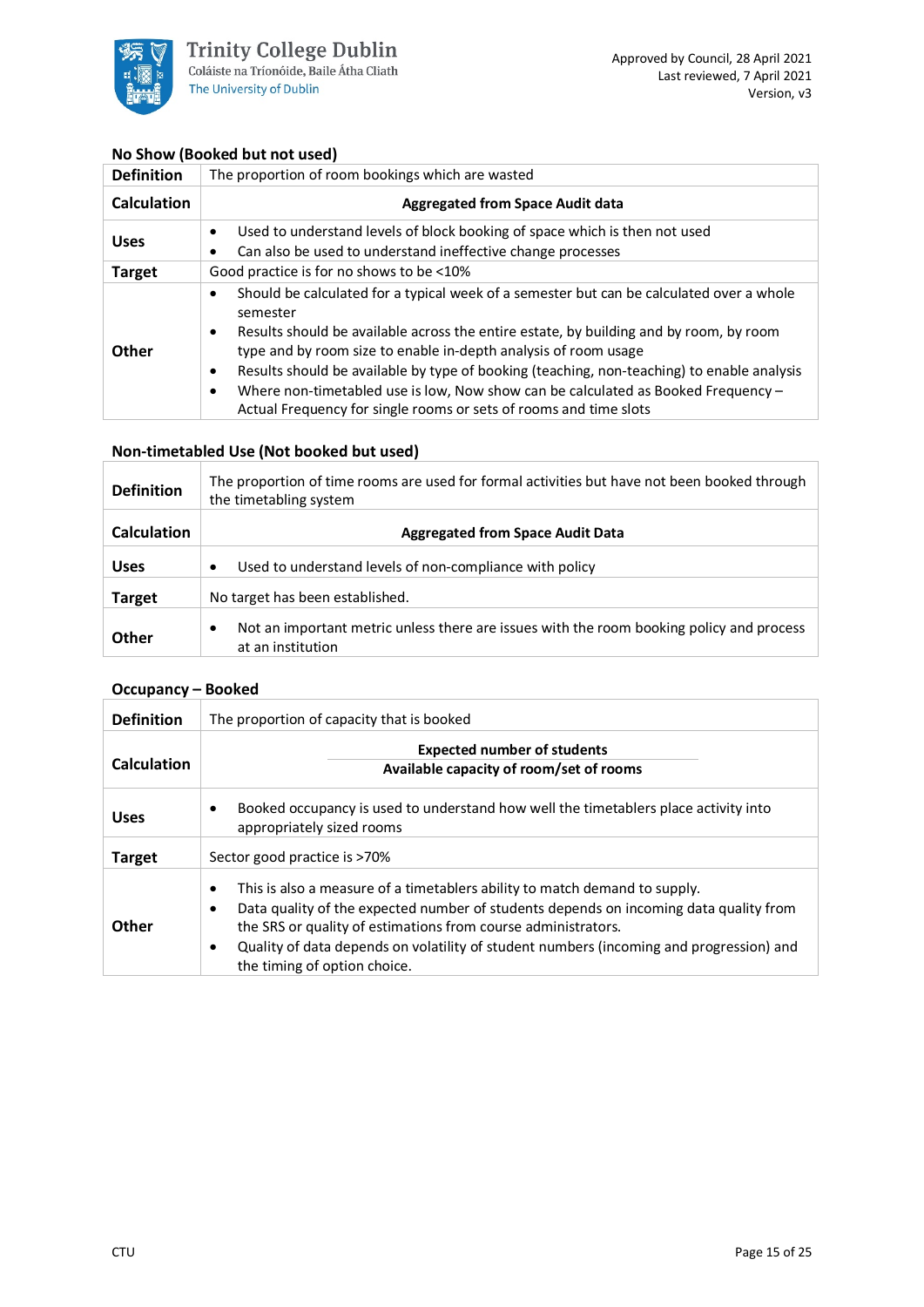### No Show (Booked but not used)

| | |
|---|---|
| **Definition** | The proportion of room bookings which are wasted |
| **Calculation** | **Aggregated from Space Audit data** |
| **Uses** | • Used to understand levels of block booking of space which is then not used<br>• Can also be used to understand ineffective change processes |
| **Target** | Good practice is for no shows to be <10% |
| **Other** | • Should be calculated for a typical week of a semester but can be calculated over a whole semester<br>• Results should be available across the entire estate, by building and by room, by room type and by room size to enable in-depth analysis of room usage<br>• Results should be available by type of booking (teaching, non-teaching) to enable analysis<br>• Where non-timetabled use is low, Now show can be calculated as Booked Frequency – Actual Frequency for single rooms or sets of rooms and time slots |

### Non-timetabled Use (Not booked but used)

| | |
|---|---|
| **Definition** | The proportion of time rooms are used for formal activities but have not been booked through the timetabling system |
| **Calculation** | **Aggregated from Space Audit Data** |
| **Uses** | • Used to understand levels of non-compliance with policy |
| **Target** | No target has been established. |
| **Other** | • Not an important metric unless there are issues with the room booking policy and process at an institution |

### Occupancy – Booked

| | |
|---|---|
| **Definition** | The proportion of capacity that is booked |
| **Calculation** | $$\frac{\textbf{Expected number of students}}{\textbf{Available capacity of room/set of rooms}}$$ |
| **Uses** | • Booked occupancy is used to understand how well the timetablers place activity into appropriately sized rooms |
| **Target** | Sector good practice is >70% |
| **Other** | • This is also a measure of a timetablers ability to match demand to supply.<br>• Data quality of the expected number of students depends on incoming data quality from the SRS or quality of estimations from course administrators.<br>• Quality of data depends on volatility of student numbers (incoming and progression) and the timing of option choice. |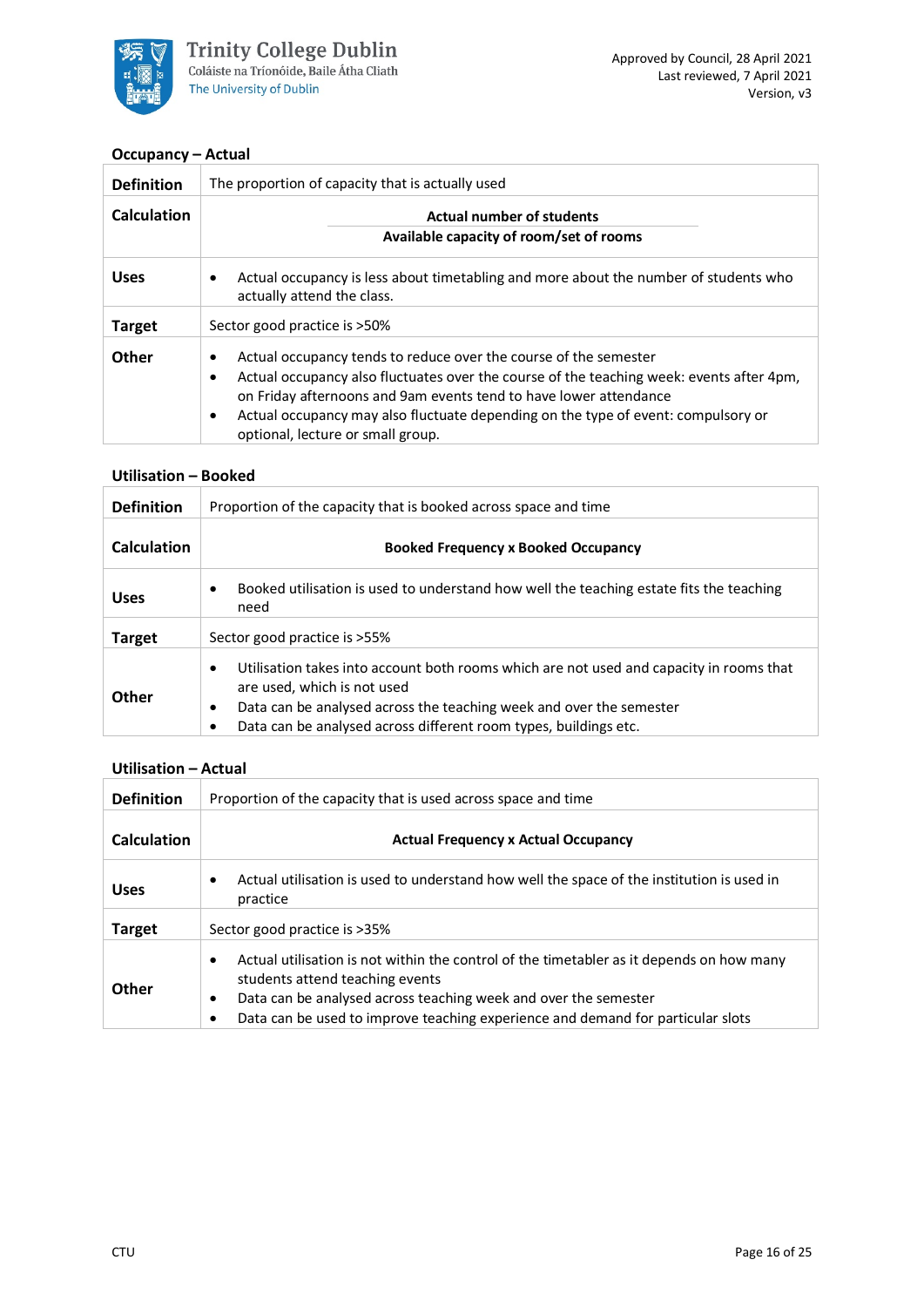### Occupancy – Actual

| | |
|---|---|
| **Definition** | The proportion of capacity that is actually used |
| **Calculation** | $\dfrac{\textbf{Actual number of students}}{\textbf{Available capacity of room/set of rooms}}$ |
| **Uses** | • Actual occupancy is less about timetabling and more about the number of students who actually attend the class. |
| **Target** | Sector good practice is >50% |
| **Other** | • Actual occupancy tends to reduce over the course of the semester<br>• Actual occupancy also fluctuates over the course of the teaching week: events after 4pm, on Friday afternoons and 9am events tend to have lower attendance<br>• Actual occupancy may also fluctuate depending on the type of event: compulsory or optional, lecture or small group. |

### Utilisation – Booked

| | |
|---|---|
| **Definition** | Proportion of the capacity that is booked across space and time |
| **Calculation** | **Booked Frequency x Booked Occupancy** |
| **Uses** | • Booked utilisation is used to understand how well the teaching estate fits the teaching need |
| **Target** | Sector good practice is >55% |
| **Other** | • Utilisation takes into account both rooms which are not used and capacity in rooms that are used, which is not used<br>• Data can be analysed across the teaching week and over the semester<br>• Data can be analysed across different room types, buildings etc. |

### Utilisation – Actual

| | |
|---|---|
| **Definition** | Proportion of the capacity that is used across space and time |
| **Calculation** | **Actual Frequency x Actual Occupancy** |
| **Uses** | • Actual utilisation is used to understand how well the space of the institution is used in practice |
| **Target** | Sector good practice is >35% |
| **Other** | • Actual utilisation is not within the control of the timetabler as it depends on how many students attend teaching events<br>• Data can be analysed across teaching week and over the semester<br>• Data can be used to improve teaching experience and demand for particular slots |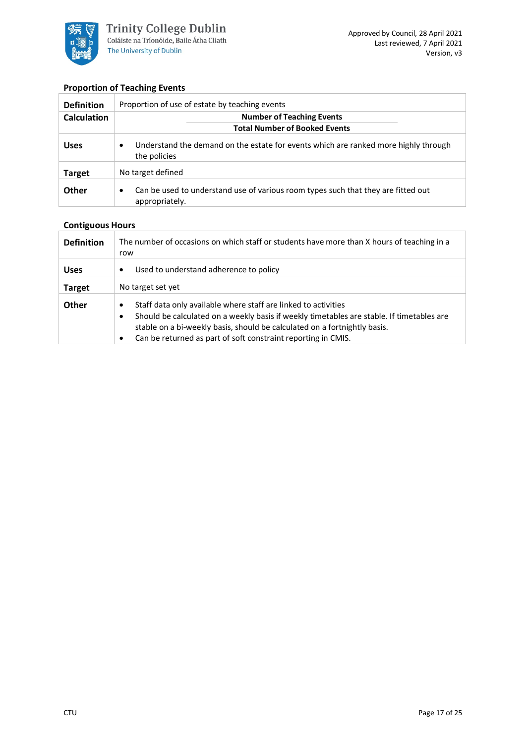### Proportion of Teaching Events

| | |
|---|---|
| **Definition** | Proportion of use of estate by teaching events |
| **Calculation** | $$\frac{\textbf{Number of Teaching Events}}{\textbf{Total Number of Booked Events}}$$ |
| **Uses** | • Understand the demand on the estate for events which are ranked more highly through the policies |
| **Target** | No target defined |
| **Other** | • Can be used to understand use of various room types such that they are fitted out appropriately. |

### Contiguous Hours

| | |
|---|---|
| **Definition** | The number of occasions on which staff or students have more than X hours of teaching in a row |
| **Uses** | • Used to understand adherence to policy |
| **Target** | No target set yet |
| **Other** | • Staff data only available where staff are linked to activities<br>• Should be calculated on a weekly basis if weekly timetables are stable. If timetables are stable on a bi-weekly basis, should be calculated on a fortnightly basis.<br>• Can be returned as part of soft constraint reporting in CMIS. |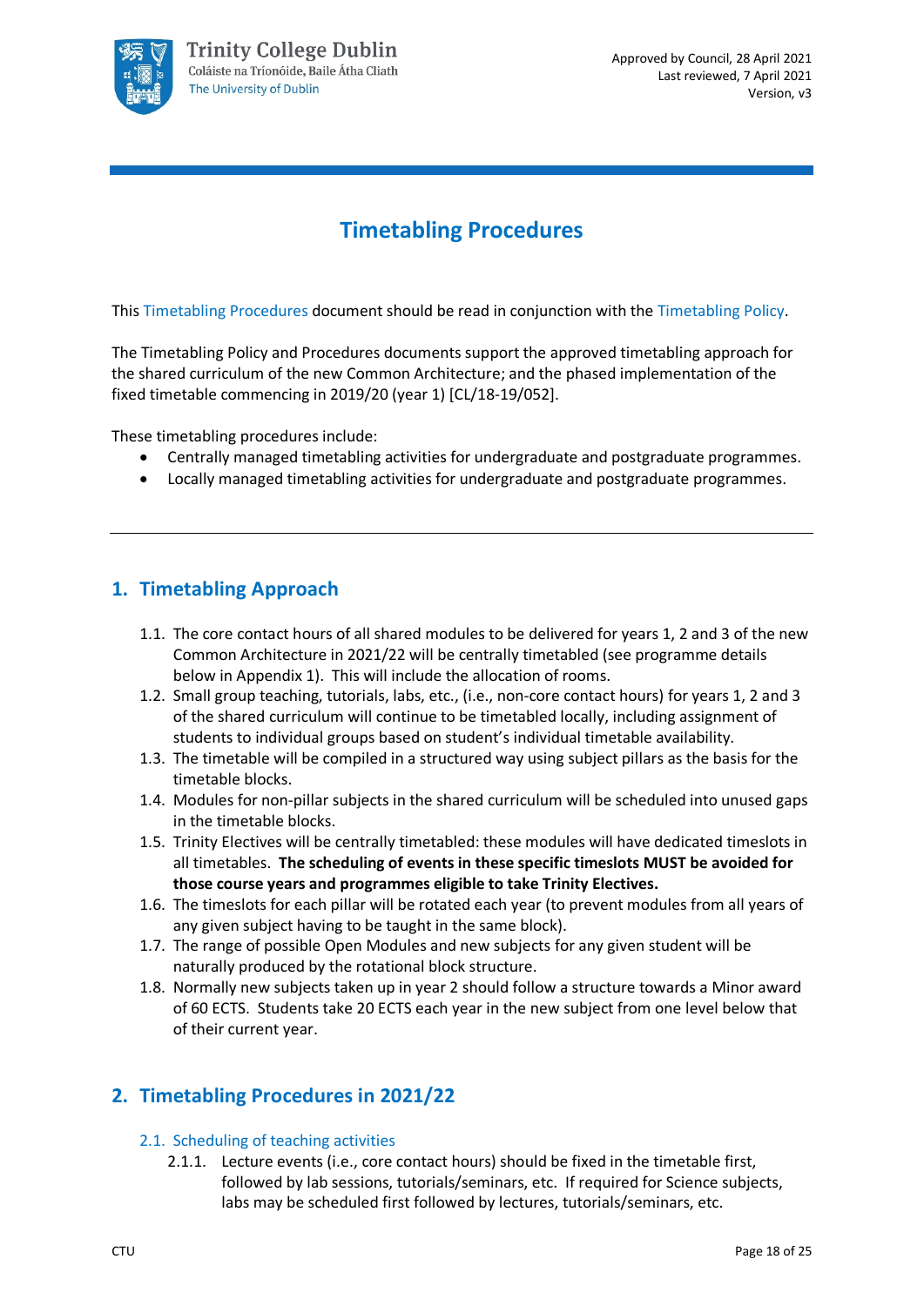Approved by Council, 28 April 2021
Last reviewed, 7 April 2021
Version, v3

# Timetabling Procedures

This Timetabling Procedures document should be read in conjunction with the Timetabling Policy.

The Timetabling Policy and Procedures documents support the approved timetabling approach for the shared curriculum of the new Common Architecture; and the phased implementation of the fixed timetable commencing in 2019/20 (year 1) [CL/18-19/052].

These timetabling procedures include:

- Centrally managed timetabling activities for undergraduate and postgraduate programmes.
- Locally managed timetabling activities for undergraduate and postgraduate programmes.

---

## 1. Timetabling Approach

1.1. The core contact hours of all shared modules to be delivered for years 1, 2 and 3 of the new Common Architecture in 2021/22 will be centrally timetabled (see programme details below in Appendix 1). This will include the allocation of rooms.

1.2. Small group teaching, tutorials, labs, etc., (i.e., non-core contact hours) for years 1, 2 and 3 of the shared curriculum will continue to be timetabled locally, including assignment of students to individual groups based on student's individual timetable availability.

1.3. The timetable will be compiled in a structured way using subject pillars as the basis for the timetable blocks.

1.4. Modules for non-pillar subjects in the shared curriculum will be scheduled into unused gaps in the timetable blocks.

1.5. Trinity Electives will be centrally timetabled: these modules will have dedicated timeslots in all timetables. **The scheduling of events in these specific timeslots MUST be avoided for those course years and programmes eligible to take Trinity Electives.**

1.6. The timeslots for each pillar will be rotated each year (to prevent modules from all years of any given subject having to be taught in the same block).

1.7. The range of possible Open Modules and new subjects for any given student will be naturally produced by the rotational block structure.

1.8. Normally new subjects taken up in year 2 should follow a structure towards a Minor award of 60 ECTS. Students take 20 ECTS each year in the new subject from one level below that of their current year.

## 2. Timetabling Procedures in 2021/22

### 2.1. Scheduling of teaching activities

2.1.1. Lecture events (i.e., core contact hours) should be fixed in the timetable first, followed by lab sessions, tutorials/seminars, etc. If required for Science subjects, labs may be scheduled first followed by lectures, tutorials/seminars, etc.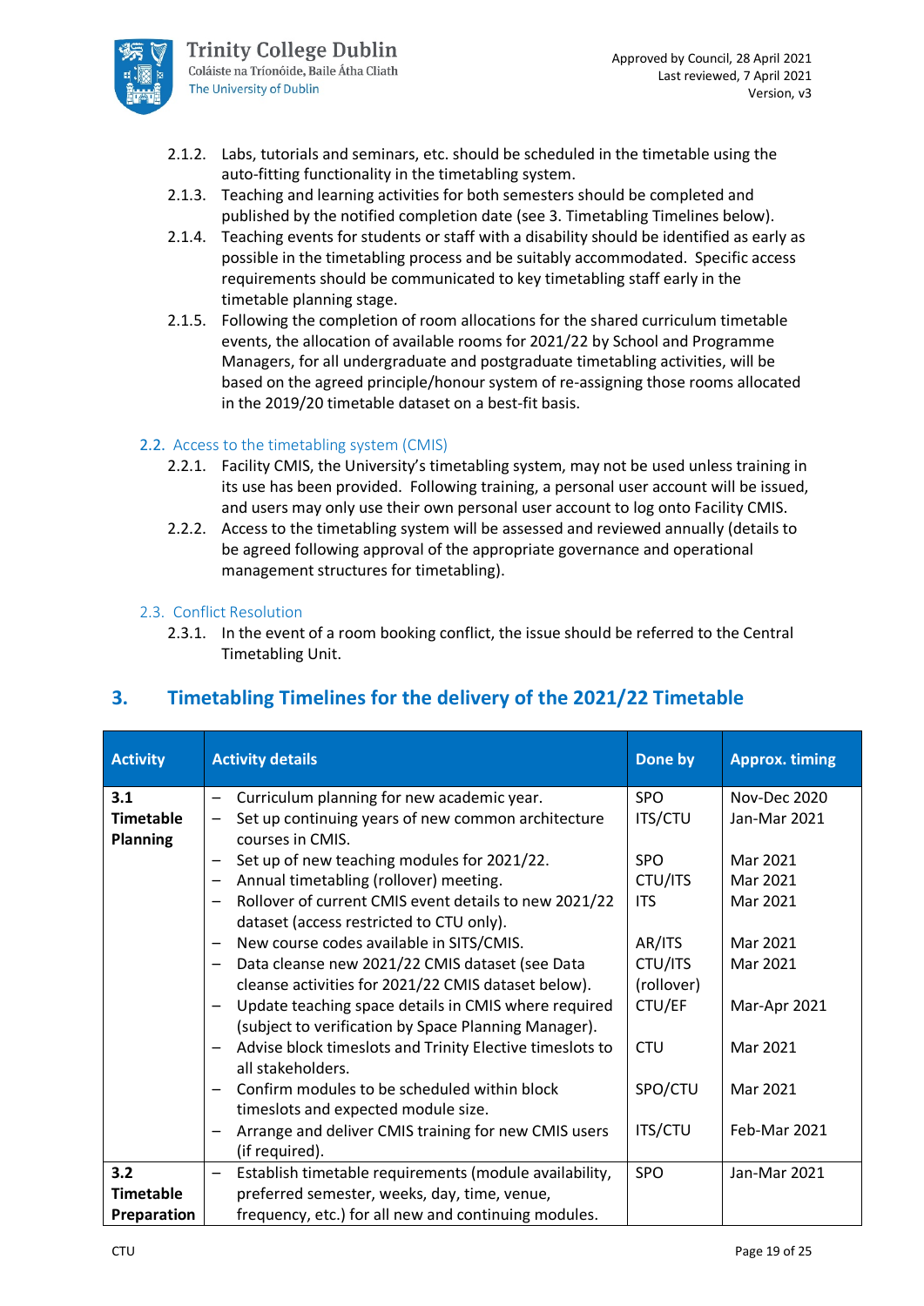2.1.2. Labs, tutorials and seminars, etc. should be scheduled in the timetable using the auto-fitting functionality in the timetabling system.

2.1.3. Teaching and learning activities for both semesters should be completed and published by the notified completion date (see 3. Timetabling Timelines below).

2.1.4. Teaching events for students or staff with a disability should be identified as early as possible in the timetabling process and be suitably accommodated. Specific access requirements should be communicated to key timetabling staff early in the timetable planning stage.

2.1.5. Following the completion of room allocations for the shared curriculum timetable events, the allocation of available rooms for 2021/22 by School and Programme Managers, for all undergraduate and postgraduate timetabling activities, will be based on the agreed principle/honour system of re-assigning those rooms allocated in the 2019/20 timetable dataset on a best-fit basis.

### 2.2. Access to the timetabling system (CMIS)

2.2.1. Facility CMIS, the University's timetabling system, may not be used unless training in its use has been provided. Following training, a personal user account will be issued, and users may only use their own personal user account to log onto Facility CMIS.

2.2.2. Access to the timetabling system will be assessed and reviewed annually (details to be agreed following approval of the appropriate governance and operational management structures for timetabling).

### 2.3. Conflict Resolution

2.3.1. In the event of a room booking conflict, the issue should be referred to the Central Timetabling Unit.

## 3. Timetabling Timelines for the delivery of the 2021/22 Timetable

| Activity | Activity details | Done by | Approx. timing |
|---|---|---|---|
| **3.1 Timetable Planning** | – Curriculum planning for new academic year. | SPO | Nov-Dec 2020 |
| | – Set up continuing years of new common architecture courses in CMIS. | ITS/CTU | Jan-Mar 2021 |
| | – Set up of new teaching modules for 2021/22. | SPO | Mar 2021 |
| | – Annual timetabling (rollover) meeting. | CTU/ITS | Mar 2021 |
| | – Rollover of current CMIS event details to new 2021/22 dataset (access restricted to CTU only). | ITS | Mar 2021 |
| | – New course codes available in SITS/CMIS. | AR/ITS | Mar 2021 |
| | – Data cleanse new 2021/22 CMIS dataset (see Data cleanse activities for 2021/22 CMIS dataset below). | CTU/ITS (rollover) | Mar 2021 |
| | – Update teaching space details in CMIS where required (subject to verification by Space Planning Manager). | CTU/EF | Mar-Apr 2021 |
| | – Advise block timeslots and Trinity Elective timeslots to all stakeholders. | CTU | Mar 2021 |
| | – Confirm modules to be scheduled within block timeslots and expected module size. | SPO/CTU | Mar 2021 |
| | – Arrange and deliver CMIS training for new CMIS users (if required). | ITS/CTU | Feb-Mar 2021 |
| **3.2 Timetable Preparation** | – Establish timetable requirements (module availability, preferred semester, weeks, day, time, venue, frequency, etc.) for all new and continuing modules. | SPO | Jan-Mar 2021 |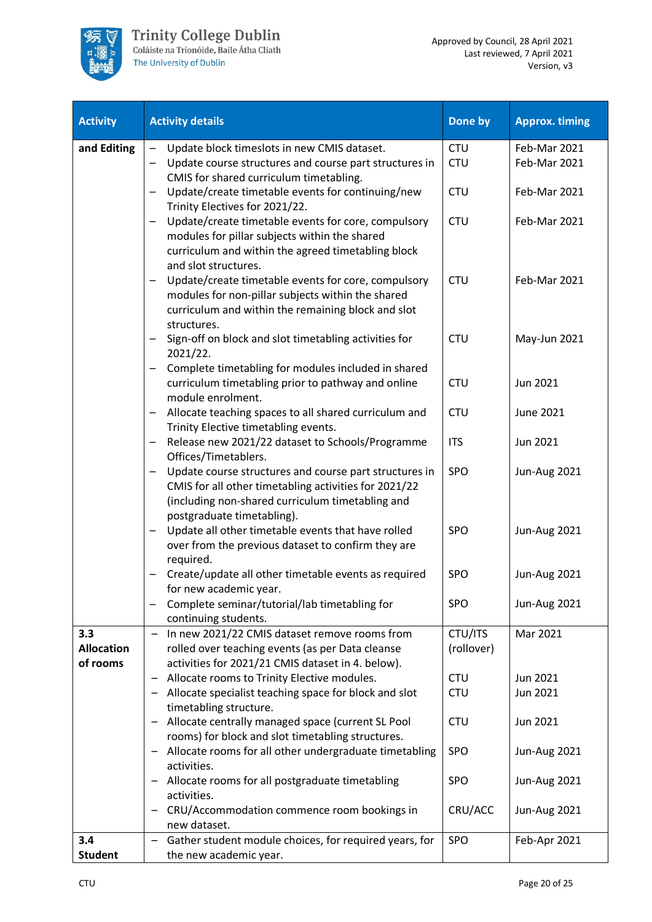| Activity | Activity details | Done by | Approx. timing |
|---|---|---|---|
| **and Editing** | – Update block timeslots in new CMIS dataset. | CTU | Feb-Mar 2021 |
| | – Update course structures and course part structures in CMIS for shared curriculum timetabling. | CTU | Feb-Mar 2021 |
| | – Update/create timetable events for continuing/new Trinity Electives for 2021/22. | CTU | Feb-Mar 2021 |
| | – Update/create timetable events for core, compulsory modules for pillar subjects within the shared curriculum and within the agreed timetabling block and slot structures. | CTU | Feb-Mar 2021 |
| | – Update/create timetable events for core, compulsory modules for non-pillar subjects within the shared curriculum and within the remaining block and slot structures. | CTU | Feb-Mar 2021 |
| | – Sign-off on block and slot timetabling activities for 2021/22. | CTU | May-Jun 2021 |
| | – Complete timetabling for modules included in shared curriculum timetabling prior to pathway and online module enrolment. | CTU | Jun 2021 |
| | – Allocate teaching spaces to all shared curriculum and Trinity Elective timetabling events. | CTU | June 2021 |
| | – Release new 2021/22 dataset to Schools/Programme Offices/Timetablers. | ITS | Jun 2021 |
| | – Update course structures and course part structures in CMIS for all other timetabling activities for 2021/22 (including non-shared curriculum timetabling and postgraduate timetabling). | SPO | Jun-Aug 2021 |
| | – Update all other timetable events that have rolled over from the previous dataset to confirm they are required. | SPO | Jun-Aug 2021 |
| | – Create/update all other timetable events as required for new academic year. | SPO | Jun-Aug 2021 |
| | – Complete seminar/tutorial/lab timetabling for continuing students. | SPO | Jun-Aug 2021 |
| **3.3 Allocation of rooms** | – In new 2021/22 CMIS dataset remove rooms from rolled over teaching events (as per Data cleanse activities for 2021/21 CMIS dataset in 4. below). | CTU/ITS (rollover) | Mar 2021 |
| | – Allocate rooms to Trinity Elective modules. | CTU | Jun 2021 |
| | – Allocate specialist teaching space for block and slot timetabling structure. | CTU | Jun 2021 |
| | – Allocate centrally managed space (current SL Pool rooms) for block and slot timetabling structures. | CTU | Jun 2021 |
| | – Allocate rooms for all other undergraduate timetabling activities. | SPO | Jun-Aug 2021 |
| | – Allocate rooms for all postgraduate timetabling activities. | SPO | Jun-Aug 2021 |
| | – CRU/Accommodation commence room bookings in new dataset. | CRU/ACC | Jun-Aug 2021 |
| **3.4 Student** | – Gather student module choices, for required years, for the new academic year. | SPO | Feb-Apr 2021 |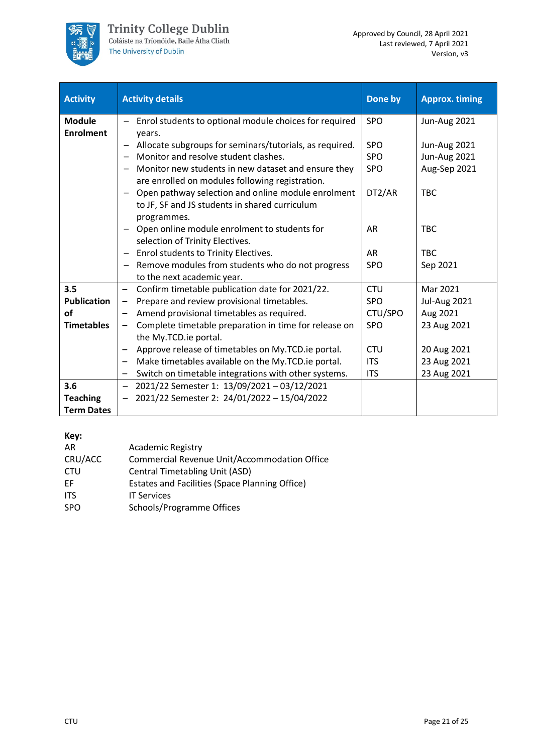| Activity | Activity details | Done by | Approx. timing |
|---|---|---|---|
| **Module Enrolment** | – Enrol students to optional module choices for required years. | SPO | Jun-Aug 2021 |
| | – Allocate subgroups for seminars/tutorials, as required. | SPO | Jun-Aug 2021 |
| | – Monitor and resolve student clashes. | SPO | Jun-Aug 2021 |
| | – Monitor new students in new dataset and ensure they are enrolled on modules following registration. | SPO | Aug-Sep 2021 |
| | – Open pathway selection and online module enrolment to JF, SF and JS students in shared curriculum programmes. | DT2/AR | TBC |
| | – Open online module enrolment to students for selection of Trinity Electives. | AR | TBC |
| | – Enrol students to Trinity Electives. | AR | TBC |
| | – Remove modules from students who do not progress to the next academic year. | SPO | Sep 2021 |
| **3.5 Publication of Timetables** | – Confirm timetable publication date for 2021/22. | CTU | Mar 2021 |
| | – Prepare and review provisional timetables. | SPO | Jul-Aug 2021 |
| | – Amend provisional timetables as required. | CTU/SPO | Aug 2021 |
| | – Complete timetable preparation in time for release on the My.TCD.ie portal. | SPO | 23 Aug 2021 |
| | – Approve release of timetables on My.TCD.ie portal. | CTU | 20 Aug 2021 |
| | – Make timetables available on the My.TCD.ie portal. | ITS | 23 Aug 2021 |
| | – Switch on timetable integrations with other systems. | ITS | 23 Aug 2021 |
| **3.6 Teaching Term Dates** | – 2021/22 Semester 1: 13/09/2021 – 03/12/2021<br>– 2021/22 Semester 2: 24/01/2022 – 15/04/2022 | | |

**Key:**

| | |
|---|---|
| AR | Academic Registry |
| CRU/ACC | Commercial Revenue Unit/Accommodation Office |
| CTU | Central Timetabling Unit (ASD) |
| EF | Estates and Facilities (Space Planning Office) |
| ITS | IT Services |
| SPO | Schools/Programme Offices |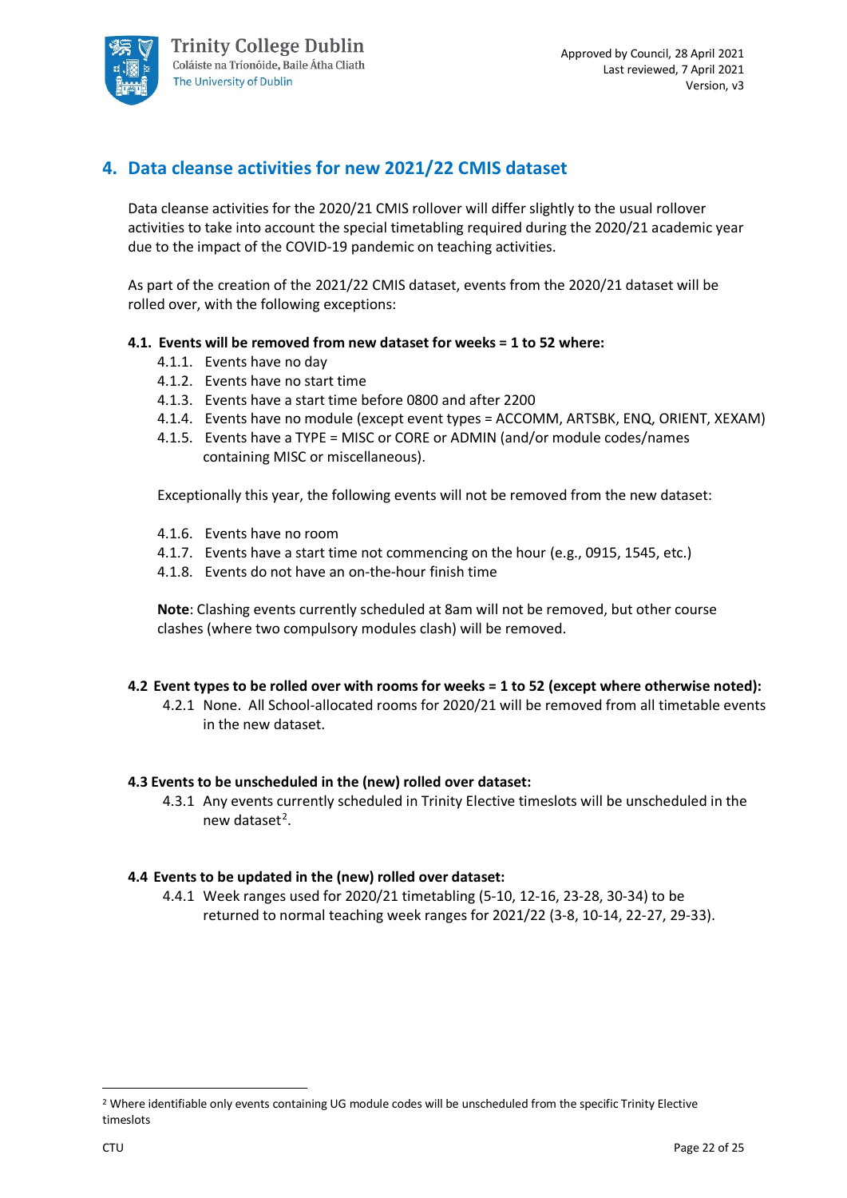## 4. Data cleanse activities for new 2021/22 CMIS dataset

Data cleanse activities for the 2020/21 CMIS rollover will differ slightly to the usual rollover activities to take into account the special timetabling required during the 2020/21 academic year due to the impact of the COVID-19 pandemic on teaching activities.

As part of the creation of the 2021/22 CMIS dataset, events from the 2020/21 dataset will be rolled over, with the following exceptions:

**4.1. Events will be removed from new dataset for weeks = 1 to 52 where:**

- 4.1.1. Events have no day
- 4.1.2. Events have no start time
- 4.1.3. Events have a start time before 0800 and after 2200
- 4.1.4. Events have no module (except event types = ACCOMM, ARTSBK, ENQ, ORIENT, XEXAM)
- 4.1.5. Events have a TYPE = MISC or CORE or ADMIN (and/or module codes/names containing MISC or miscellaneous).

Exceptionally this year, the following events will not be removed from the new dataset:

- 4.1.6. Events have no room
- 4.1.7. Events have a start time not commencing on the hour (e.g., 0915, 1545, etc.)
- 4.1.8. Events do not have an on-the-hour finish time

**Note**: Clashing events currently scheduled at 8am will not be removed, but other course clashes (where two compulsory modules clash) will be removed.

**4.2 Event types to be rolled over with rooms for weeks = 1 to 52 (except where otherwise noted):**

- 4.2.1 None. All School-allocated rooms for 2020/21 will be removed from all timetable events in the new dataset.

**4.3 Events to be unscheduled in the (new) rolled over dataset:**

- 4.3.1 Any events currently scheduled in Trinity Elective timeslots will be unscheduled in the new dataset[2].

**4.4 Events to be updated in the (new) rolled over dataset:**

- 4.4.1 Week ranges used for 2020/21 timetabling (5-10, 12-16, 23-28, 30-34) to be returned to normal teaching week ranges for 2021/22 (3-8, 10-14, 22-27, 29-33).

---

[2] Where identifiable only events containing UG module codes will be unscheduled from the specific Trinity Elective timeslots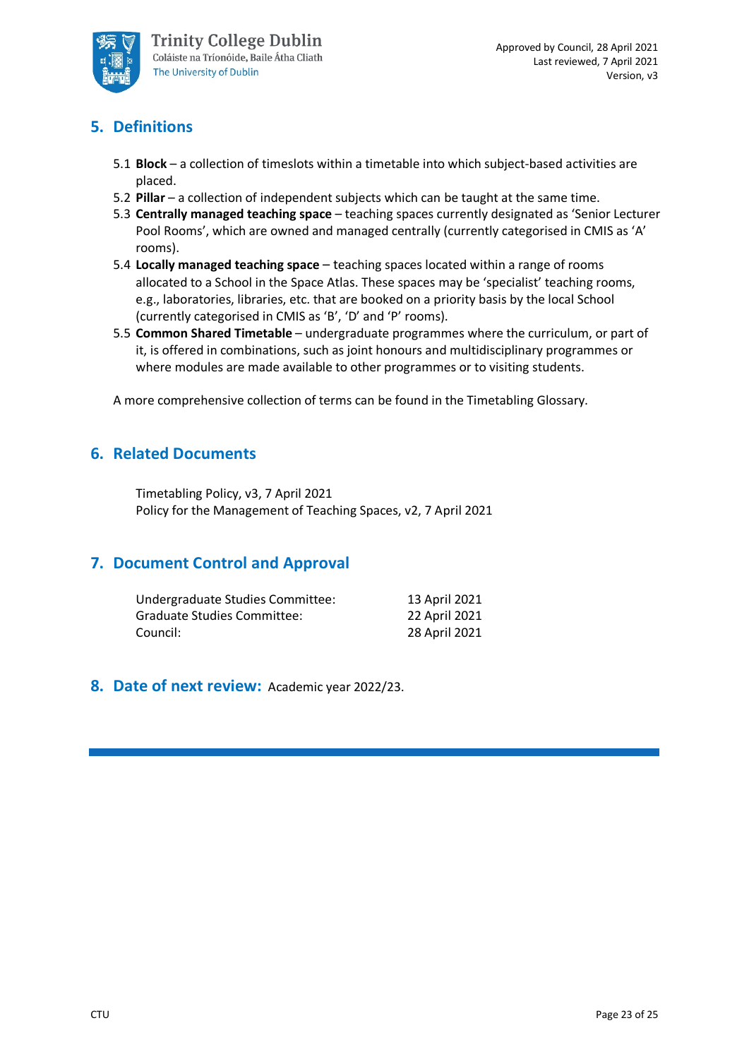## 5. Definitions

5.1 **Block** – a collection of timeslots within a timetable into which subject-based activities are placed.
5.2 **Pillar** – a collection of independent subjects which can be taught at the same time.
5.3 **Centrally managed teaching space** – teaching spaces currently designated as 'Senior Lecturer Pool Rooms', which are owned and managed centrally (currently categorised in CMIS as 'A' rooms).
5.4 **Locally managed teaching space** – teaching spaces located within a range of rooms allocated to a School in the Space Atlas. These spaces may be 'specialist' teaching rooms, e.g., laboratories, libraries, etc. that are booked on a priority basis by the local School (currently categorised in CMIS as 'B', 'D' and 'P' rooms).
5.5 **Common Shared Timetable** – undergraduate programmes where the curriculum, or part of it, is offered in combinations, such as joint honours and multidisciplinary programmes or where modules are made available to other programmes or to visiting students.

A more comprehensive collection of terms can be found in the Timetabling Glossary.

## 6. Related Documents

Timetabling Policy, v3, 7 April 2021
Policy for the Management of Teaching Spaces, v2, 7 April 2021

## 7. Document Control and Approval

| | |
|---|---|
| Undergraduate Studies Committee: | 13 April 2021 |
| Graduate Studies Committee: | 22 April 2021 |
| Council: | 28 April 2021 |

## 8. Date of next review: Academic year 2022/23.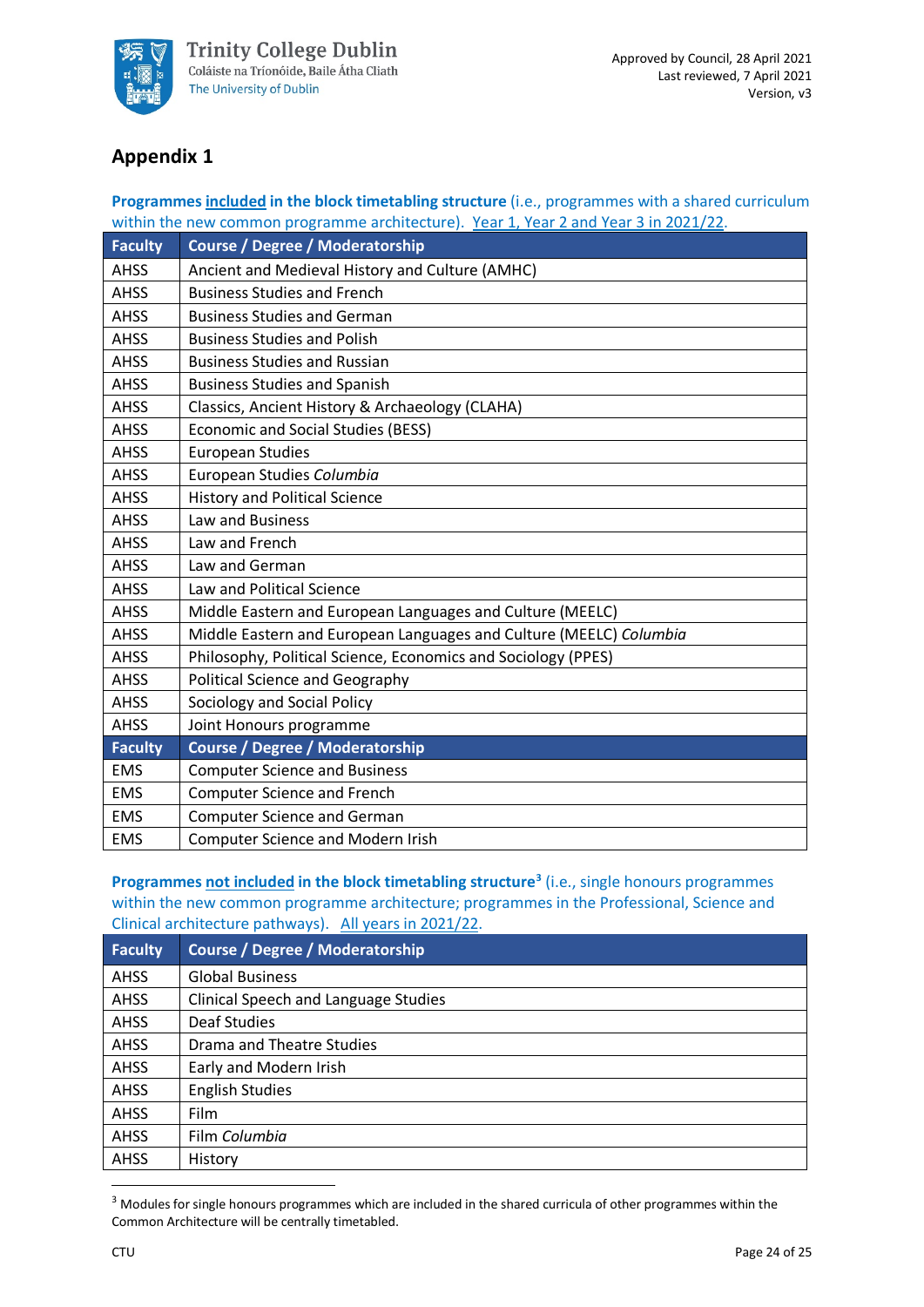## Appendix 1

**Programmes <u>included</u> in the block timetabling structure** (i.e., programmes with a shared curriculum within the new common programme architecture). <u>Year 1, Year 2 and Year 3 in 2021/22</u>.

| Faculty | Course / Degree / Moderatorship |
|---|---|
| AHSS | Ancient and Medieval History and Culture (AMHC) |
| AHSS | Business Studies and French |
| AHSS | Business Studies and German |
| AHSS | Business Studies and Polish |
| AHSS | Business Studies and Russian |
| AHSS | Business Studies and Spanish |
| AHSS | Classics, Ancient History & Archaeology (CLAHA) |
| AHSS | Economic and Social Studies (BESS) |
| AHSS | European Studies |
| AHSS | European Studies *Columbia* |
| AHSS | History and Political Science |
| AHSS | Law and Business |
| AHSS | Law and French |
| AHSS | Law and German |
| AHSS | Law and Political Science |
| AHSS | Middle Eastern and European Languages and Culture (MEELC) |
| AHSS | Middle Eastern and European Languages and Culture (MEELC) *Columbia* |
| AHSS | Philosophy, Political Science, Economics and Sociology (PPES) |
| AHSS | Political Science and Geography |
| AHSS | Sociology and Social Policy |
| AHSS | Joint Honours programme |
| **Faculty** | **Course / Degree / Moderatorship** |
| EMS | Computer Science and Business |
| EMS | Computer Science and French |
| EMS | Computer Science and German |
| EMS | Computer Science and Modern Irish |

**Programmes <u>not included</u> in the block timetabling structure**[3] (i.e., single honours programmes within the new common programme architecture; programmes in the Professional, Science and Clinical architecture pathways). <u>All years in 2021/22</u>.

| Faculty | Course / Degree / Moderatorship |
|---|---|
| AHSS | Global Business |
| AHSS | Clinical Speech and Language Studies |
| AHSS | Deaf Studies |
| AHSS | Drama and Theatre Studies |
| AHSS | Early and Modern Irish |
| AHSS | English Studies |
| AHSS | Film |
| AHSS | Film *Columbia* |
| AHSS | History |

[3] Modules for single honours programmes which are included in the shared curricula of other programmes within the Common Architecture will be centrally timetabled.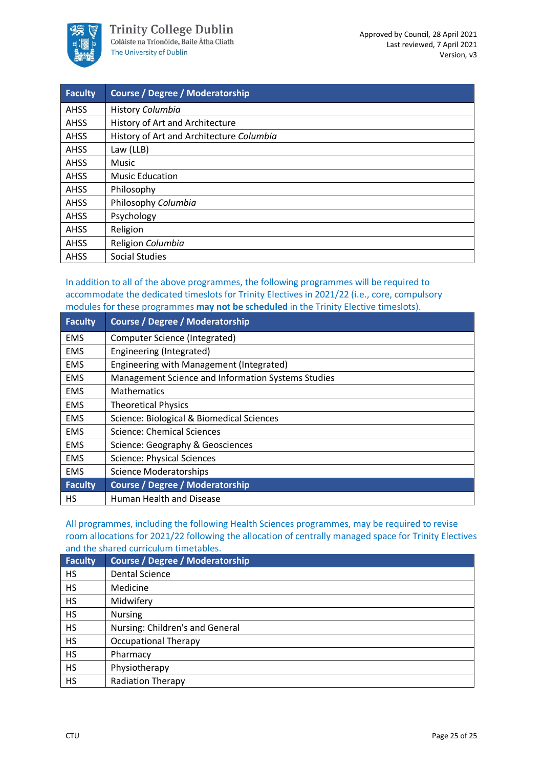| Faculty | Course / Degree / Moderatorship |
|---|---|
| AHSS | History *Columbia* |
| AHSS | History of Art and Architecture |
| AHSS | History of Art and Architecture *Columbia* |
| AHSS | Law (LLB) |
| AHSS | Music |
| AHSS | Music Education |
| AHSS | Philosophy |
| AHSS | Philosophy *Columbia* |
| AHSS | Psychology |
| AHSS | Religion |
| AHSS | Religion *Columbia* |
| AHSS | Social Studies |

In addition to all of the above programmes, the following programmes will be required to accommodate the dedicated timeslots for Trinity Electives in 2021/22 (i.e., core, compulsory modules for these programmes **may not be scheduled** in the Trinity Elective timeslots).

| Faculty | Course / Degree / Moderatorship |
|---|---|
| EMS | Computer Science (Integrated) |
| EMS | Engineering (Integrated) |
| EMS | Engineering with Management (Integrated) |
| EMS | Management Science and Information Systems Studies |
| EMS | Mathematics |
| EMS | Theoretical Physics |
| EMS | Science: Biological & Biomedical Sciences |
| EMS | Science: Chemical Sciences |
| EMS | Science: Geography & Geosciences |
| EMS | Science: Physical Sciences |
| EMS | Science Moderatorships |
| **Faculty** | **Course / Degree / Moderatorship** |
| HS | Human Health and Disease |

All programmes, including the following Health Sciences programmes, may be required to revise room allocations for 2021/22 following the allocation of centrally managed space for Trinity Electives and the shared curriculum timetables.

| Faculty | Course / Degree / Moderatorship |
|---|---|
| HS | Dental Science |
| HS | Medicine |
| HS | Midwifery |
| HS | Nursing |
| HS | Nursing: Children's and General |
| HS | Occupational Therapy |
| HS | Pharmacy |
| HS | Physiotherapy |
| HS | Radiation Therapy |